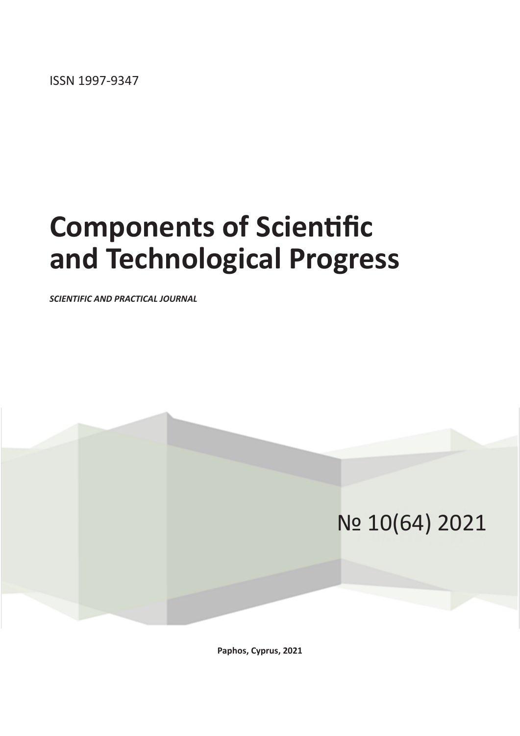ISSN 1997-9347

# Components of Scientific and Technological Progress

***SCIENTIFIC AND PRACTICAL JOURNAL***

№ 10(64) 2021

**Paphos, Cyprus, 2021**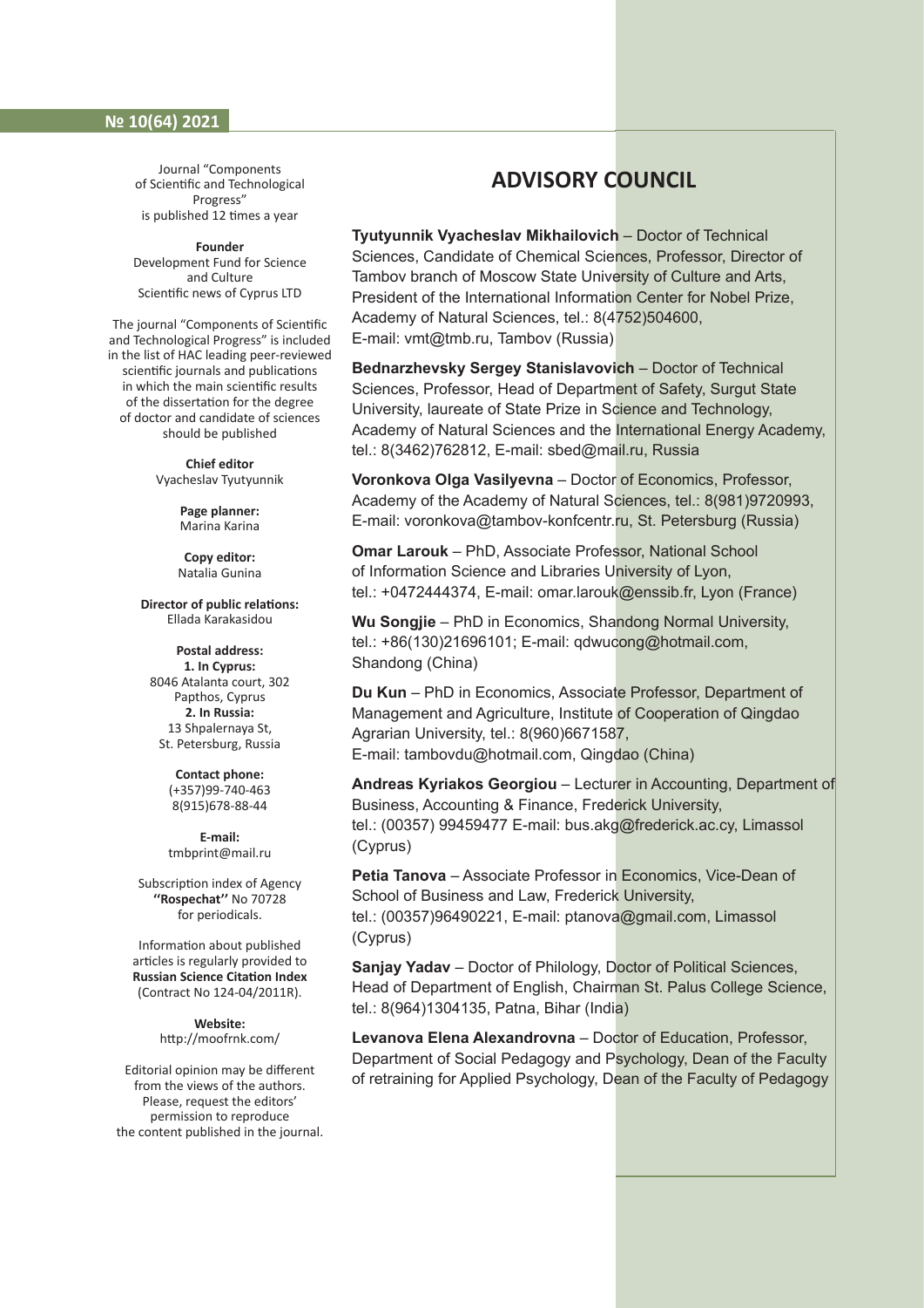Journal "Components of Scientific and Technological Progress" is published 12 times a year

**Founder**
Development Fund for Science and Culture
Scientific news of Cyprus LTD

The journal "Components of Scientific and Technological Progress" is included in the list of HAC leading peer-reviewed scientific journals and publications in which the main scientific results of the dissertation for the degree of doctor and candidate of sciences should be published

**Chief editor**
Vyacheslav Tyutyunnik

**Page planner:**
Marina Karina

**Copy editor:**
Natalia Gunina

**Director of public relations:**
Ellada Karakasidou

**Postal address:**
**1. In Cyprus:**
8046 Atalanta court, 302
Papthos, Cyprus
**2. In Russia:**
13 Shpalernaya St,
St. Petersburg, Russia

**Contact phone:**
(+357)99-740-463
8(915)678-88-44

**E-mail:**
tmbprint@mail.ru

Subscription index of Agency **"Rospechat"** No 70728 for periodicals.

Information about published articles is regularly provided to **Russian Science Citation Index** (Contract No 124-04/2011R).

**Website:**
http://moofrnk.com/

Editorial opinion may be different from the views of the authors. Please, request the editors' permission to reproduce the content published in the journal.

## ADVISORY COUNCIL

**Tyutyunnik Vyacheslav Mikhailovich** – Doctor of Technical Sciences, Candidate of Chemical Sciences, Professor, Director of Tambov branch of Moscow State University of Culture and Arts, President of the International Information Center for Nobel Prize, Academy of Natural Sciences, tel.: 8(4752)504600, E-mail: vmt@tmb.ru, Tambov (Russia)

**Bednarzhevsky Sergey Stanislavovich** – Doctor of Technical Sciences, Professor, Head of Department of Safety, Surgut State University, laureate of State Prize in Science and Technology, Academy of Natural Sciences and the International Energy Academy, tel.: 8(3462)762812, E-mail: sbed@mail.ru, Russia

**Voronkova Olga Vasilyevna** – Doctor of Economics, Professor, Academy of the Academy of Natural Sciences, tel.: 8(981)9720993, E-mail: voronkova@tambov-konfcentr.ru, St. Petersburg (Russia)

**Omar Larouk** – PhD, Associate Professor, National School of Information Science and Libraries University of Lyon, tel.: +0472444374, E-mail: omar.larouk@enssib.fr, Lyon (France)

**Wu Songjie** – PhD in Economics, Shandong Normal University, tel.: +86(130)21696101; E-mail: qdwucong@hotmail.com, Shandong (China)

**Du Kun** – PhD in Economics, Associate Professor, Department of Management and Agriculture, Institute of Cooperation of Qingdao Agrarian University, tel.: 8(960)6671587, E-mail: tambovdu@hotmail.com, Qingdao (China)

**Andreas Kyriakos Georgiou** – Lecturer in Accounting, Department of Business, Accounting & Finance, Frederick University, tel.: (00357) 99459477 E-mail: bus.akg@frederick.ac.cy, Limassol (Cyprus)

**Petia Tanova** – Associate Professor in Economics, Vice-Dean of School of Business and Law, Frederick University, tel.: (00357)96490221, E-mail: ptanova@gmail.com, Limassol (Cyprus)

**Sanjay Yadav** – Doctor of Philology, Doctor of Political Sciences, Head of Department of English, Chairman St. Palus College Science, tel.: 8(964)1304135, Patna, Bihar (India)

**Levanova Elena Alexandrovna** – Doctor of Education, Professor, Department of Social Pedagogy and Psychology, Dean of the Faculty of retraining for Applied Psychology, Dean of the Faculty of Pedagogy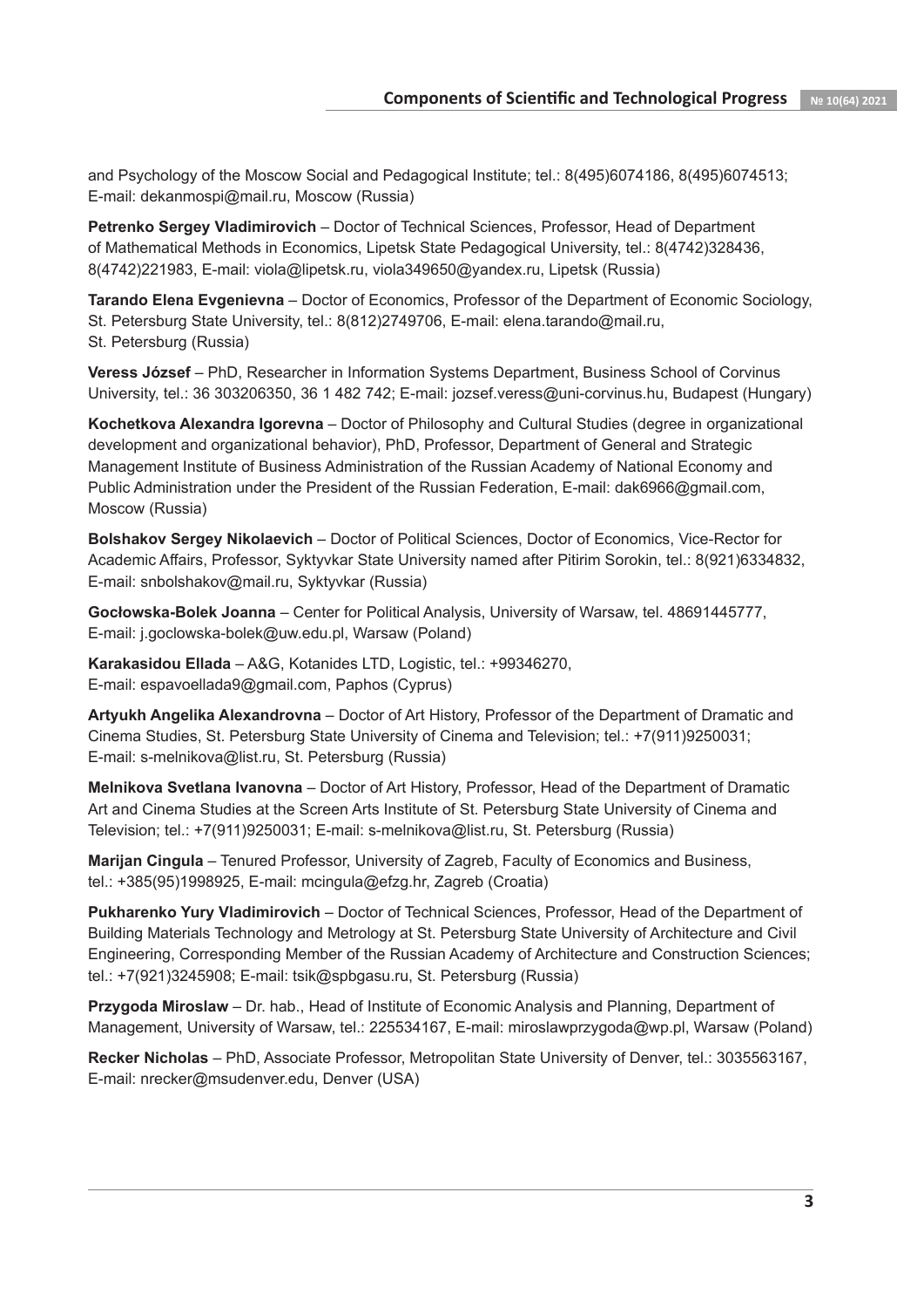and Psychology of the Moscow Social and Pedagogical Institute; tel.: 8(495)6074186, 8(495)6074513; E-mail: dekanmospi@mail.ru, Moscow (Russia)

**Petrenko Sergey Vladimirovich** – Doctor of Technical Sciences, Professor, Head of Department of Mathematical Methods in Economics, Lipetsk State Pedagogical University, tel.: 8(4742)328436, 8(4742)221983, E-mail: viola@lipetsk.ru, viola349650@yandex.ru, Lipetsk (Russia)

**Tarando Elena Evgenievna** – Doctor of Economics, Professor of the Department of Economic Sociology, St. Petersburg State University, tel.: 8(812)2749706, E-mail: elena.tarando@mail.ru, St. Petersburg (Russia)

**Veress József** – PhD, Researcher in Information Systems Department, Business School of Corvinus University, tel.: 36 303206350, 36 1 482 742; E-mail: jozsef.veress@uni-corvinus.hu, Budapest (Hungary)

**Kochetkova Alexandra Igorevna** – Doctor of Philosophy and Cultural Studies (degree in organizational development and organizational behavior), PhD, Professor, Department of General and Strategic Management Institute of Business Administration of the Russian Academy of National Economy and Public Administration under the President of the Russian Federation, E-mail: dak6966@gmail.com, Moscow (Russia)

**Bolshakov Sergey Nikolaevich** – Doctor of Political Sciences, Doctor of Economics, Vice-Rector for Academic Affairs, Professor, Syktyvkar State University named after Pitirim Sorokin, tel.: 8(921)6334832, E-mail: snbolshakov@mail.ru, Syktyvkar (Russia)

**Gocłowska-Bolek Joanna** – Center for Political Analysis, University of Warsaw, tel. 48691445777, E-mail: j.goclowska-bolek@uw.edu.pl, Warsaw (Poland)

**Karakasidou Ellada** – A&G, Kotanides LTD, Logistic, tel.: +99346270, E-mail: espavoellada9@gmail.com, Paphos (Cyprus)

**Artyukh Angelika Alexandrovna** – Doctor of Art History, Professor of the Department of Dramatic and Cinema Studies, St. Petersburg State University of Cinema and Television; tel.: +7(911)9250031; E-mail: s-melnikova@list.ru, St. Petersburg (Russia)

**Melnikova Svetlana Ivanovna** – Doctor of Art History, Professor, Head of the Department of Dramatic Art and Cinema Studies at the Screen Arts Institute of St. Petersburg State University of Cinema and Television; tel.: +7(911)9250031; E-mail: s-melnikova@list.ru, St. Petersburg (Russia)

**Marijan Cingula** – Tenured Professor, University of Zagreb, Faculty of Economics and Business, tel.: +385(95)1998925, E-mail: mcingula@efzg.hr, Zagreb (Croatia)

**Pukharenko Yury Vladimirovich** – Doctor of Technical Sciences, Professor, Head of the Department of Building Materials Technology and Metrology at St. Petersburg State University of Architecture and Civil Engineering, Corresponding Member of the Russian Academy of Architecture and Construction Sciences; tel.: +7(921)3245908; E-mail: tsik@spbgasu.ru, St. Petersburg (Russia)

**Przygoda Miroslaw** – Dr. hab., Head of Institute of Economic Analysis and Planning, Department of Management, University of Warsaw, tel.: 225534167, E-mail: miroslawprzygoda@wp.pl, Warsaw (Poland)

**Recker Nicholas** – PhD, Associate Professor, Metropolitan State University of Denver, tel.: 3035563167, E-mail: nrecker@msudenver.edu, Denver (USA)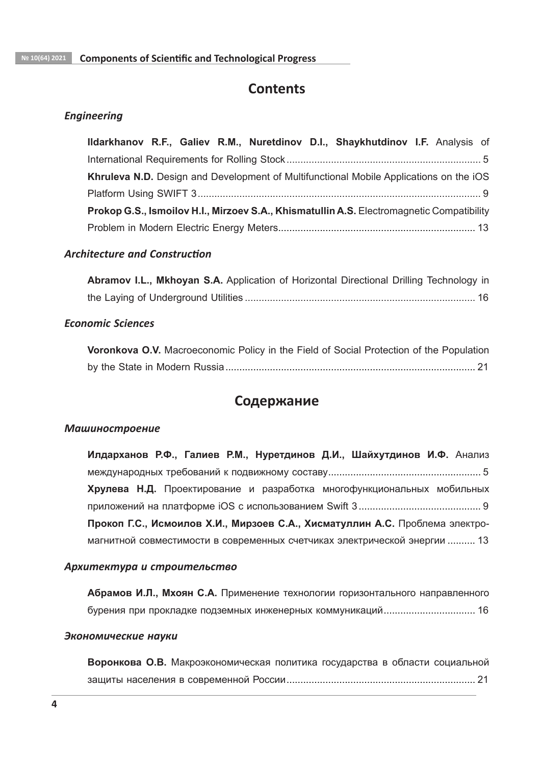# Contents

### *Engineering*

**Ildarkhanov R.F., Galiev R.M., Nuretdinov D.I., Shaykhutdinov I.F.** Analysis of International Requirements for Rolling Stock ..................................................................... 5

**Khruleva N.D.** Design and Development of Multifunctional Mobile Applications on the iOS Platform Using SWIFT 3 ..................................................................................................... 9

**Prokop G.S., Ismoilov H.I., Mirzoev S.A., Khismatullin A.S.** Electromagnetic Compatibility Problem in Modern Electric Energy Meters...................................................................... 13

### *Architecture and Construction*

**Abramov I.L., Mkhoyan S.A.** Application of Horizontal Directional Drilling Technology in the Laying of Underground Utilities .................................................................................. 16

### *Economic Sciences*

**Voronkova O.V.** Macroeconomic Policy in the Field of Social Protection of the Population by the State in Modern Russia ......................................................................................... 21

# Содержание

### *Машиностроение*

**Илдарханов Р.Ф., Галиев Р.М., Нуретдинов Д.И., Шайхутдинов И.Ф.** Анализ международных требований к подвижному составу...................................................... 5

**Хрулева Н.Д.** Проектирование и разработка многофункциональных мобильных приложений на платформе iOS с использованием Swift 3 ........................................... 9

**Прокоп Г.С., Исмоилов Х.И., Мирзоев С.А., Хисматуллин А.С.** Проблема электромагнитной совместимости в современных счетчиках электрической энергии .......... 13

### *Архитектура и строительство*

**Абрамов И.Л., Мхоян С.А.** Применение технологии горизонтального направленного бурения при прокладке подземных инженерных коммуникаций................................ 16

### *Экономические науки*

**Воронкова О.В.** Макроэкономическая политика государства в области социальной защиты населения в современной России................................................................... 21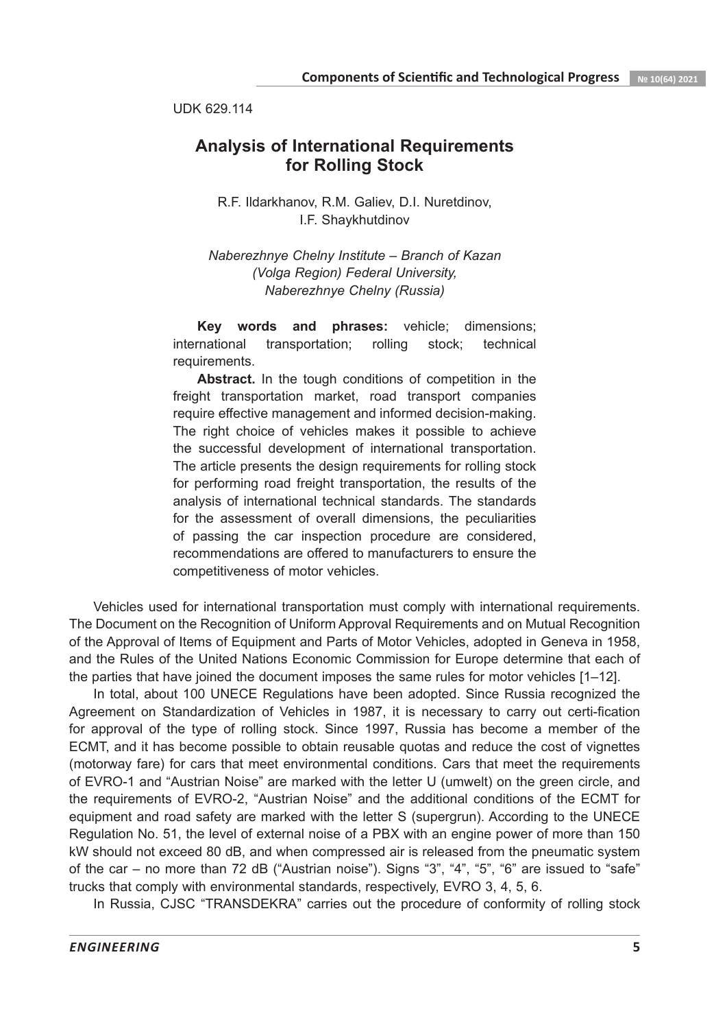UDK 629.114

# Analysis of International Requirements for Rolling Stock

R.F. Ildarkhanov, R.M. Galiev, D.I. Nuretdinov, I.F. Shaykhutdinov

*Naberezhnye Chelny Institute – Branch of Kazan (Volga Region) Federal University, Naberezhnye Chelny (Russia)*

**Key words and phrases:** vehicle; dimensions; international transportation; rolling stock; technical requirements.

**Abstract.** In the tough conditions of competition in the freight transportation market, road transport companies require effective management and informed decision-making. The right choice of vehicles makes it possible to achieve the successful development of international transportation. The article presents the design requirements for rolling stock for performing road freight transportation, the results of the analysis of international technical standards. The standards for the assessment of overall dimensions, the peculiarities of passing the car inspection procedure are considered, recommendations are offered to manufacturers to ensure the competitiveness of motor vehicles.

Vehicles used for international transportation must comply with international requirements. The Document on the Recognition of Uniform Approval Requirements and on Mutual Recognition of the Approval of Items of Equipment and Parts of Motor Vehicles, adopted in Geneva in 1958, and the Rules of the United Nations Economic Commission for Europe determine that each of the parties that have joined the document imposes the same rules for motor vehicles [1–12].

In total, about 100 UNECE Regulations have been adopted. Since Russia recognized the Agreement on Standardization of Vehicles in 1987, it is necessary to carry out certi-fication for approval of the type of rolling stock. Since 1997, Russia has become a member of the ECMT, and it has become possible to obtain reusable quotas and reduce the cost of vignettes (motorway fare) for cars that meet environmental conditions. Cars that meet the requirements of EVRO-1 and "Austrian Noise" are marked with the letter U (umwelt) on the green circle, and the requirements of EVRO-2, "Austrian Noise" and the additional conditions of the ECMT for equipment and road safety are marked with the letter S (supergrun). According to the UNECE Regulation No. 51, the level of external noise of a PBX with an engine power of more than 150 kW should not exceed 80 dB, and when compressed air is released from the pneumatic system of the car – no more than 72 dB ("Austrian noise"). Signs "3", "4", "5", "6" are issued to "safe" trucks that comply with environmental standards, respectively, EVRO 3, 4, 5, 6.

In Russia, CJSC "TRANSDEKRA" carries out the procedure of conformity of rolling stock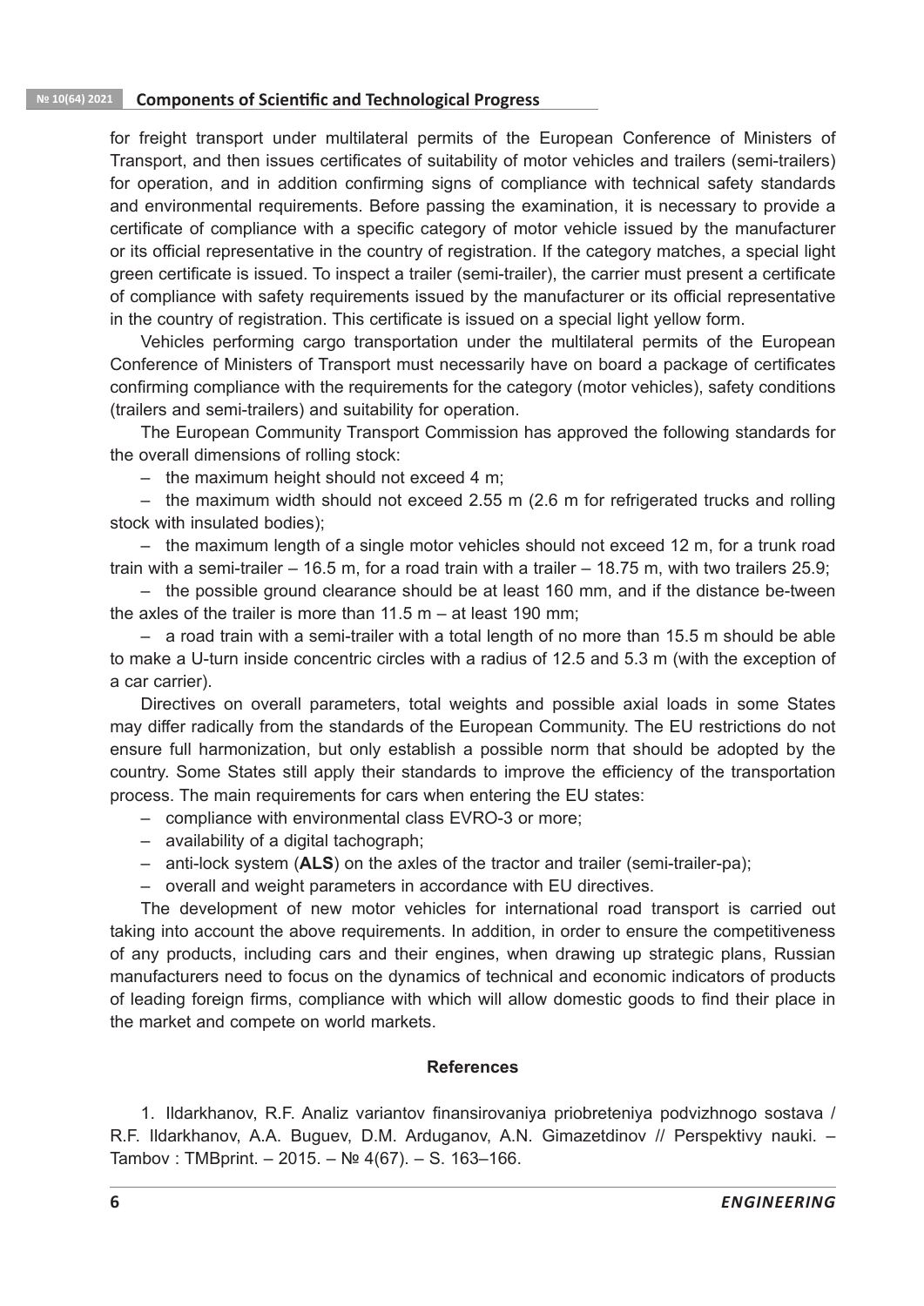for freight transport under multilateral permits of the European Conference of Ministers of Transport, and then issues certificates of suitability of motor vehicles and trailers (semi-trailers) for operation, and in addition confirming signs of compliance with technical safety standards and environmental requirements. Before passing the examination, it is necessary to provide a certificate of compliance with a specific category of motor vehicle issued by the manufacturer or its official representative in the country of registration. If the category matches, a special light green certificate is issued. To inspect a trailer (semi-trailer), the carrier must present a certificate of compliance with safety requirements issued by the manufacturer or its official representative in the country of registration. This certificate is issued on a special light yellow form.

Vehicles performing cargo transportation under the multilateral permits of the European Conference of Ministers of Transport must necessarily have on board a package of certificates confirming compliance with the requirements for the category (motor vehicles), safety conditions (trailers and semi-trailers) and suitability for operation.

The European Community Transport Commission has approved the following standards for the overall dimensions of rolling stock:

– the maximum height should not exceed 4 m;

– the maximum width should not exceed 2.55 m (2.6 m for refrigerated trucks and rolling stock with insulated bodies);

– the maximum length of a single motor vehicles should not exceed 12 m, for a trunk road train with a semi-trailer – 16.5 m, for a road train with a trailer – 18.75 m, with two trailers 25.9;

– the possible ground clearance should be at least 160 mm, and if the distance be-tween the axles of the trailer is more than 11.5 m – at least 190 mm;

– a road train with a semi-trailer with a total length of no more than 15.5 m should be able to make a U-turn inside concentric circles with a radius of 12.5 and 5.3 m (with the exception of a car carrier).

Directives on overall parameters, total weights and possible axial loads in some States may differ radically from the standards of the European Community. The EU restrictions do not ensure full harmonization, but only establish a possible norm that should be adopted by the country. Some States still apply their standards to improve the efficiency of the transportation process. The main requirements for cars when entering the EU states:

– compliance with environmental class EVRO-3 or more;

– availability of a digital tachograph;

– anti-lock system (**ALS**) on the axles of the tractor and trailer (semi-trailer-pa);

– overall and weight parameters in accordance with EU directives.

The development of new motor vehicles for international road transport is carried out taking into account the above requirements. In addition, in order to ensure the competitiveness of any products, including cars and their engines, when drawing up strategic plans, Russian manufacturers need to focus on the dynamics of technical and economic indicators of products of leading foreign firms, compliance with which will allow domestic goods to find their place in the market and compete on world markets.

## References

1. Ildarkhanov, R.F. Analiz variantov finansirovaniya priobreteniya podvizhnogo sostava / R.F. Ildarkhanov, A.A. Buguev, D.M. Arduganov, A.N. Gimazetdinov // Perspektivy nauki. – Tambov : TMBprint. – 2015. – № 4(67). – S. 163–166.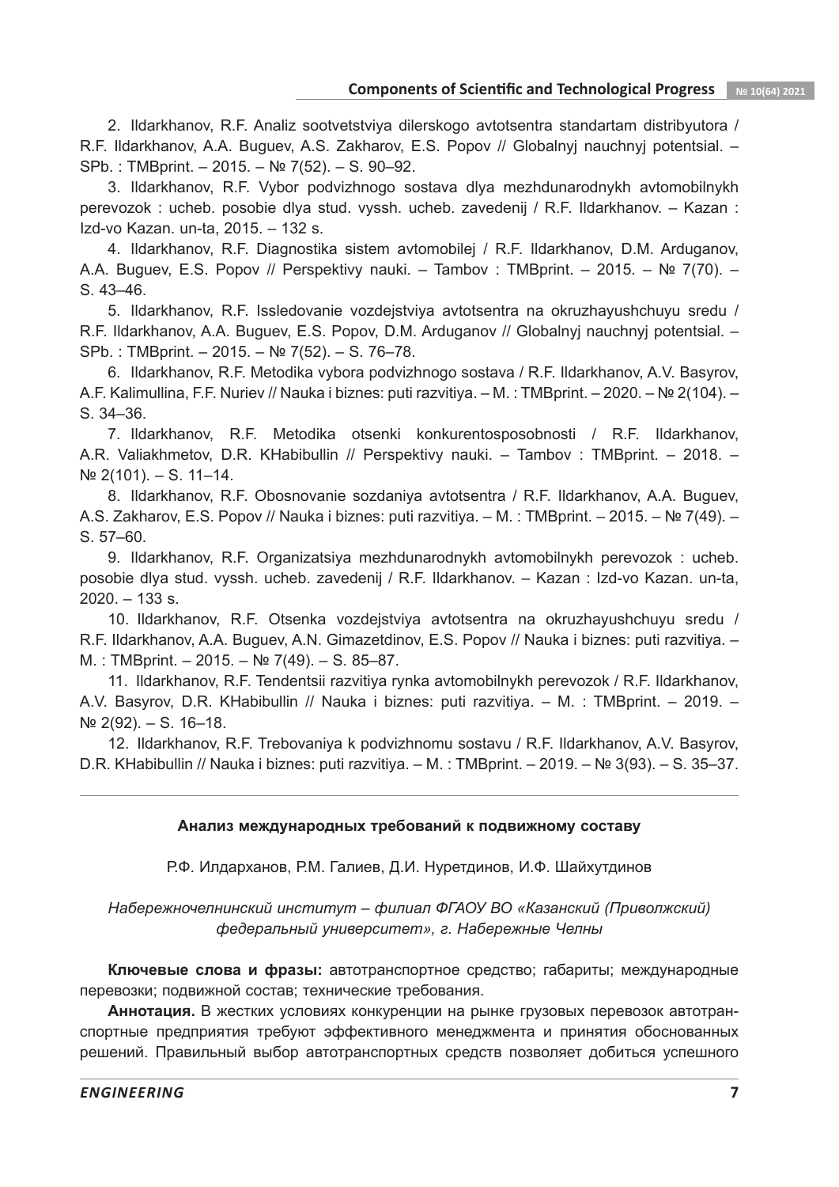2. Ildarkhanov, R.F. Analiz sootvetstviya dilerskogo avtotsentra standartam distribyutora / R.F. Ildarkhanov, A.A. Buguev, A.S. Zakharov, E.S. Popov // Globalnyj nauchnyj potentsial. – SPb. : TMBprint. – 2015. – № 7(52). – S. 90–92.

3. Ildarkhanov, R.F. Vybor podvizhnogo sostava dlya mezhdunarodnykh avtomobilnykh perevozok : ucheb. posobie dlya stud. vyssh. ucheb. zavedenij / R.F. Ildarkhanov. – Kazan : Izd-vo Kazan. un-ta, 2015. – 132 s.

4. Ildarkhanov, R.F. Diagnostika sistem avtomobilej / R.F. Ildarkhanov, D.M. Arduganov, A.A. Buguev, E.S. Popov // Perspektivy nauki. – Tambov : TMBprint. – 2015. – № 7(70). – S. 43–46.

5. Ildarkhanov, R.F. Issledovanie vozdejstviya avtotsentra na okruzhayushchuyu sredu / R.F. Ildarkhanov, A.A. Buguev, E.S. Popov, D.M. Arduganov // Globalnyj nauchnyj potentsial. – SPb. : TMBprint. – 2015. – № 7(52). – S. 76–78.

6. Ildarkhanov, R.F. Metodika vybora podvizhnogo sostava / R.F. Ildarkhanov, A.V. Basyrov, A.F. Kalimullina, F.F. Nuriev // Nauka i biznes: puti razvitiya. – M. : TMBprint. – 2020. – № 2(104). – S. 34–36.

7. Ildarkhanov, R.F. Metodika otsenki konkurentosposobnosti / R.F. Ildarkhanov, A.R. Valiakhmetov, D.R. KHabibullin // Perspektivy nauki. – Tambov : TMBprint. – 2018. – № 2(101). – S. 11–14.

8. Ildarkhanov, R.F. Obosnovanie sozdaniya avtotsentra / R.F. Ildarkhanov, A.A. Buguev, A.S. Zakharov, E.S. Popov // Nauka i biznes: puti razvitiya. – M. : TMBprint. – 2015. – № 7(49). – S. 57–60.

9. Ildarkhanov, R.F. Organizatsiya mezhdunarodnykh avtomobilnykh perevozok : ucheb. posobie dlya stud. vyssh. ucheb. zavedenij / R.F. Ildarkhanov. – Kazan : Izd-vo Kazan. un-ta, 2020. – 133 s.

10. Ildarkhanov, R.F. Otsenka vozdejstviya avtotsentra na okruzhayushchuyu sredu / R.F. Ildarkhanov, A.A. Buguev, A.N. Gimazetdinov, E.S. Popov // Nauka i biznes: puti razvitiya. – M. : TMBprint. – 2015. – № 7(49). – S. 85–87.

11. Ildarkhanov, R.F. Tendentsii razvitiya rynka avtomobilnykh perevozok / R.F. Ildarkhanov, A.V. Basyrov, D.R. KHabibullin // Nauka i biznes: puti razvitiya. – M. : TMBprint. – 2019. – № 2(92). – S. 16–18.

12. Ildarkhanov, R.F. Trebovaniya k podvizhnomu sostavu / R.F. Ildarkhanov, A.V. Basyrov, D.R. KHabibullin // Nauka i biznes: puti razvitiya. – M. : TMBprint. – 2019. – № 3(93). – S. 35–37.

---

## Анализ международных требований к подвижному составу

Р.Ф. Илдарханов, Р.М. Галиев, Д.И. Нуретдинов, И.Ф. Шайхутдинов

*Набережночелнинский институт – филиал ФГАОУ ВО «Казанский (Приволжский) федеральный университет», г. Набережные Челны*

**Ключевые слова и фразы:** автотранспортное средство; габариты; международные перевозки; подвижной состав; технические требования.

**Аннотация.** В жестких условиях конкуренции на рынке грузовых перевозок автотранспортные предприятия требуют эффективного менеджмента и принятия обоснованных решений. Правильный выбор автотранспортных средств позволяет добиться успешного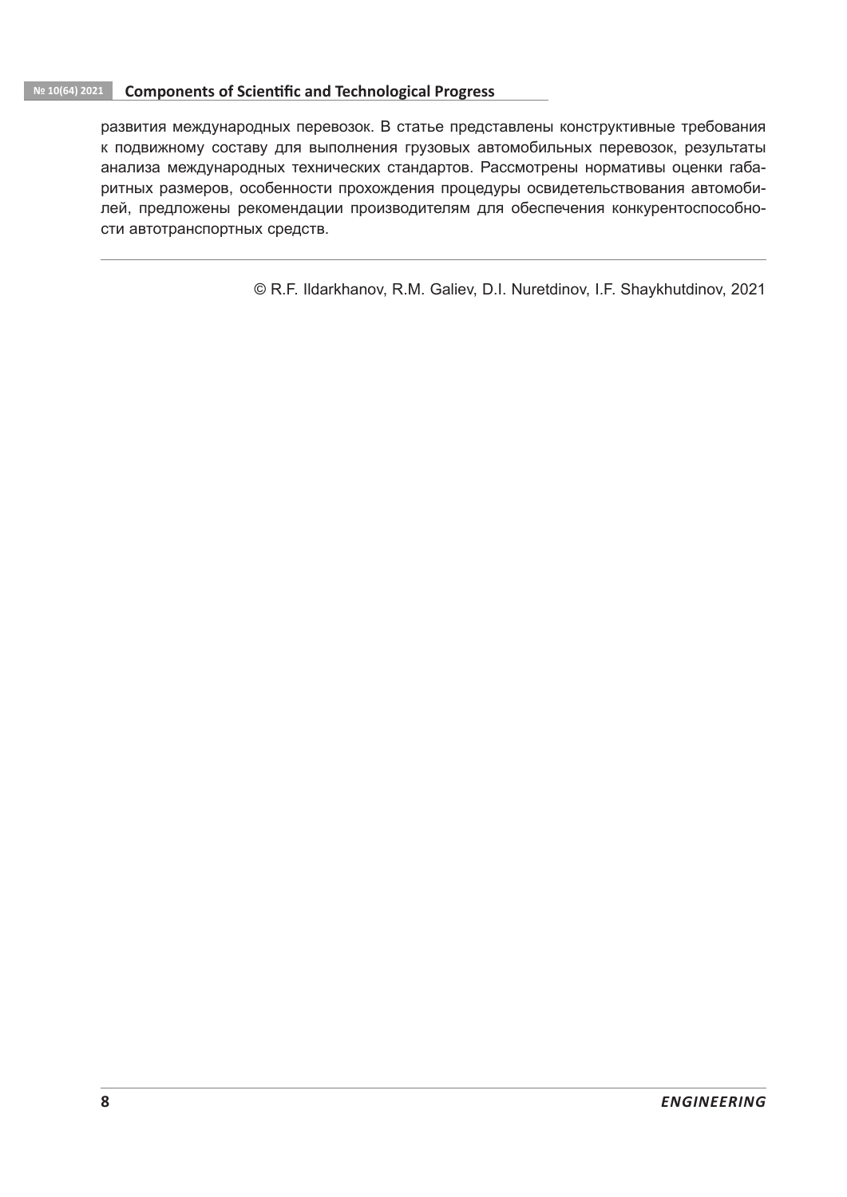развития международных перевозок. В статье представлены конструктивные требования к подвижному составу для выполнения грузовых автомобильных перевозок, результаты анализа международных технических стандартов. Рассмотрены нормативы оценки габаритных размеров, особенности прохождения процедуры освидетельствования автомобилей, предложены рекомендации производителям для обеспечения конкурентоспособности автотранспортных средств.

---

© R.F. Ildarkhanov, R.M. Galiev, D.I. Nuretdinov, I.F. Shaykhutdinov, 2021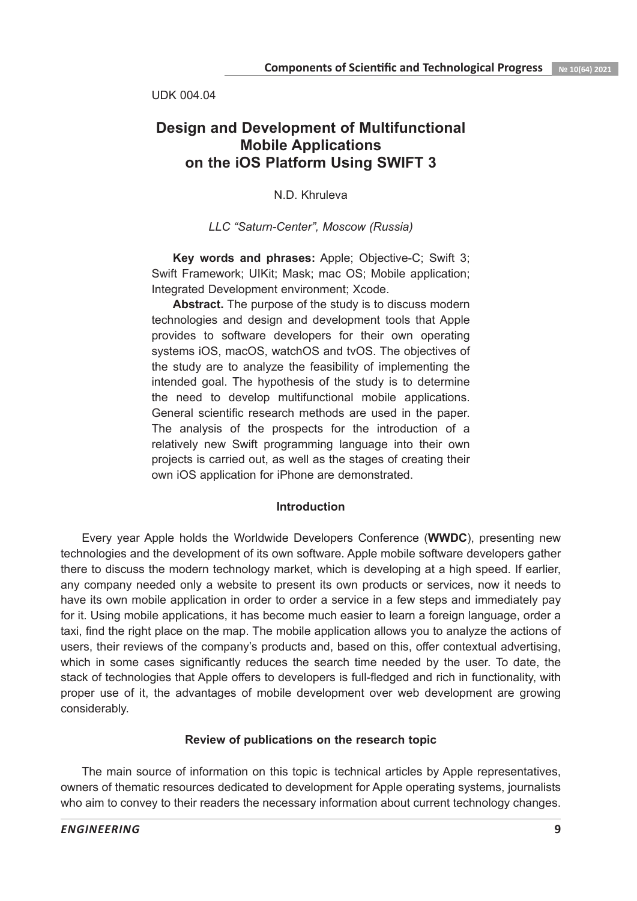UDK 004.04

# Design and Development of Multifunctional Mobile Applications on the iOS Platform Using SWIFT 3

N.D. Khruleva

*LLC "Saturn-Center", Moscow (Russia)*

**Key words and phrases:** Apple; Objective-C; Swift 3; Swift Framework; UIKit; Mask; mac OS; Mobile application; Integrated Development environment; Xcode.

**Abstract.** The purpose of the study is to discuss modern technologies and design and development tools that Apple provides to software developers for their own operating systems iOS, macOS, watchOS and tvOS. The objectives of the study are to analyze the feasibility of implementing the intended goal. The hypothesis of the study is to determine the need to develop multifunctional mobile applications. General scientific research methods are used in the paper. The analysis of the prospects for the introduction of a relatively new Swift programming language into their own projects is carried out, as well as the stages of creating their own iOS application for iPhone are demonstrated.

## Introduction

Every year Apple holds the Worldwide Developers Conference (**WWDC**), presenting new technologies and the development of its own software. Apple mobile software developers gather there to discuss the modern technology market, which is developing at a high speed. If earlier, any company needed only a website to present its own products or services, now it needs to have its own mobile application in order to order a service in a few steps and immediately pay for it. Using mobile applications, it has become much easier to learn a foreign language, order a taxi, find the right place on the map. The mobile application allows you to analyze the actions of users, their reviews of the company's products and, based on this, offer contextual advertising, which in some cases significantly reduces the search time needed by the user. To date, the stack of technologies that Apple offers to developers is full-fledged and rich in functionality, with proper use of it, the advantages of mobile development over web development are growing considerably.

## Review of publications on the research topic

The main source of information on this topic is technical articles by Apple representatives, owners of thematic resources dedicated to development for Apple operating systems, journalists who aim to convey to their readers the necessary information about current technology changes.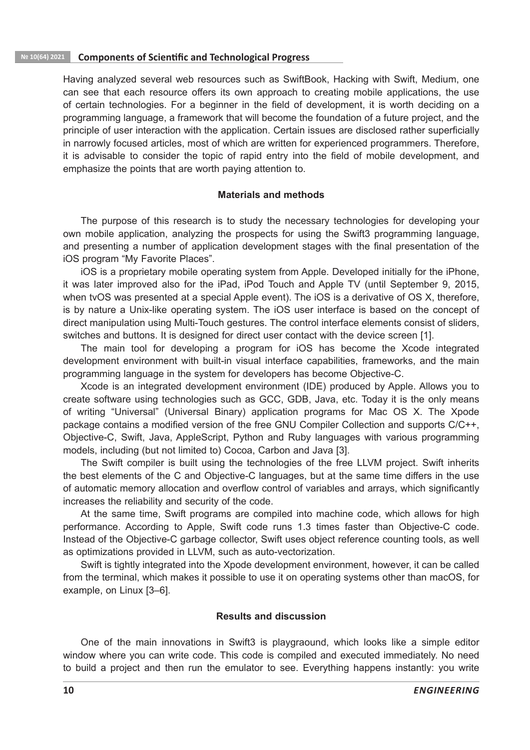Having analyzed several web resources such as SwiftBook, Hacking with Swift, Medium, one can see that each resource offers its own approach to creating mobile applications, the use of certain technologies. For a beginner in the field of development, it is worth deciding on a programming language, a framework that will become the foundation of a future project, and the principle of user interaction with the application. Certain issues are disclosed rather superficially in narrowly focused articles, most of which are written for experienced programmers. Therefore, it is advisable to consider the topic of rapid entry into the field of mobile development, and emphasize the points that are worth paying attention to.

## Materials and methods

The purpose of this research is to study the necessary technologies for developing your own mobile application, analyzing the prospects for using the Swift3 programming language, and presenting a number of application development stages with the final presentation of the iOS program "My Favorite Places".

iOS is a proprietary mobile operating system from Apple. Developed initially for the iPhone, it was later improved also for the iPad, iPod Touch and Apple TV (until September 9, 2015, when tvOS was presented at a special Apple event). The iOS is a derivative of OS X, therefore, is by nature a Unix-like operating system. The iOS user interface is based on the concept of direct manipulation using Multi-Touch gestures. The control interface elements consist of sliders, switches and buttons. It is designed for direct user contact with the device screen [1].

The main tool for developing a program for iOS has become the Xcode integrated development environment with built-in visual interface capabilities, frameworks, and the main programming language in the system for developers has become Objective-C.

Xcode is an integrated development environment (IDE) produced by Apple. Allows you to create software using technologies such as GCC, GDB, Java, etc. Today it is the only means of writing "Universal" (Universal Binary) application programs for Mac OS X. The Xpode package contains a modified version of the free GNU Compiler Collection and supports C/C++, Objective-C, Swift, Java, AppleScript, Python and Ruby languages with various programming models, including (but not limited to) Cocoa, Carbon and Java [3].

The Swift compiler is built using the technologies of the free LLVM project. Swift inherits the best elements of the C and Objective-C languages, but at the same time differs in the use of automatic memory allocation and overflow control of variables and arrays, which significantly increases the reliability and security of the code.

At the same time, Swift programs are compiled into machine code, which allows for high performance. According to Apple, Swift code runs 1.3 times faster than Objective-C code. Instead of the Objective-C garbage collector, Swift uses object reference counting tools, as well as optimizations provided in LLVM, such as auto-vectorization.

Swift is tightly integrated into the Xpode development environment, however, it can be called from the terminal, which makes it possible to use it on operating systems other than macOS, for example, on Linux [3–6].

## Results and discussion

One of the main innovations in Swift3 is playgraound, which looks like a simple editor window where you can write code. This code is compiled and executed immediately. No need to build a project and then run the emulator to see. Everything happens instantly: you write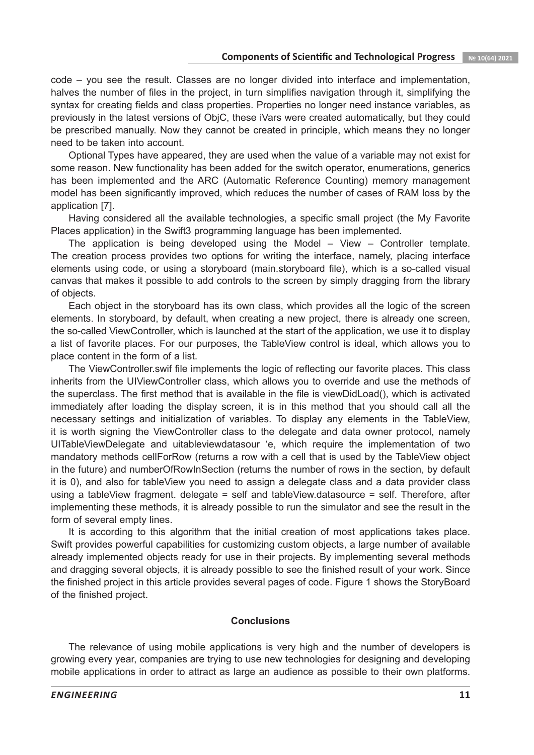code – you see the result. Classes are no longer divided into interface and implementation, halves the number of files in the project, in turn simplifies navigation through it, simplifying the syntax for creating fields and class properties. Properties no longer need instance variables, as previously in the latest versions of ObjC, these iVars were created automatically, but they could be prescribed manually. Now they cannot be created in principle, which means they no longer need to be taken into account.

Optional Types have appeared, they are used when the value of a variable may not exist for some reason. New functionality has been added for the switch operator, enumerations, generics has been implemented and the ARC (Automatic Reference Counting) memory management model has been significantly improved, which reduces the number of cases of RAM loss by the application [7].

Having considered all the available technologies, a specific small project (the My Favorite Places application) in the Swift3 programming language has been implemented.

The application is being developed using the Model – View – Controller template. The creation process provides two options for writing the interface, namely, placing interface elements using code, or using a storyboard (main.storyboard file), which is a so-called visual canvas that makes it possible to add controls to the screen by simply dragging from the library of objects.

Each object in the storyboard has its own class, which provides all the logic of the screen elements. In storyboard, by default, when creating a new project, there is already one screen, the so-called ViewController, which is launched at the start of the application, we use it to display a list of favorite places. For our purposes, the TableView control is ideal, which allows you to place content in the form of a list.

The ViewController.swif file implements the logic of reflecting our favorite places. This class inherits from the UIViewController class, which allows you to override and use the methods of the superclass. The first method that is available in the file is viewDidLoad(), which is activated immediately after loading the display screen, it is in this method that you should call all the necessary settings and initialization of variables. To display any elements in the TableView, it is worth signing the ViewController class to the delegate and data owner protocol, namely UITableViewDelegate and uitableviewdatasour 'e, which require the implementation of two mandatory methods cellForRow (returns a row with a cell that is used by the TableView object in the future) and numberOfRowInSection (returns the number of rows in the section, by default it is 0), and also for tableView you need to assign a delegate class and a data provider class using a tableView fragment. delegate = self and tableView.datasource = self. Therefore, after implementing these methods, it is already possible to run the simulator and see the result in the form of several empty lines.

It is according to this algorithm that the initial creation of most applications takes place. Swift provides powerful capabilities for customizing custom objects, a large number of available already implemented objects ready for use in their projects. By implementing several methods and dragging several objects, it is already possible to see the finished result of your work. Since the finished project in this article provides several pages of code. Figure 1 shows the StoryBoard of the finished project.

## Conclusions

The relevance of using mobile applications is very high and the number of developers is growing every year, companies are trying to use new technologies for designing and developing mobile applications in order to attract as large an audience as possible to their own platforms.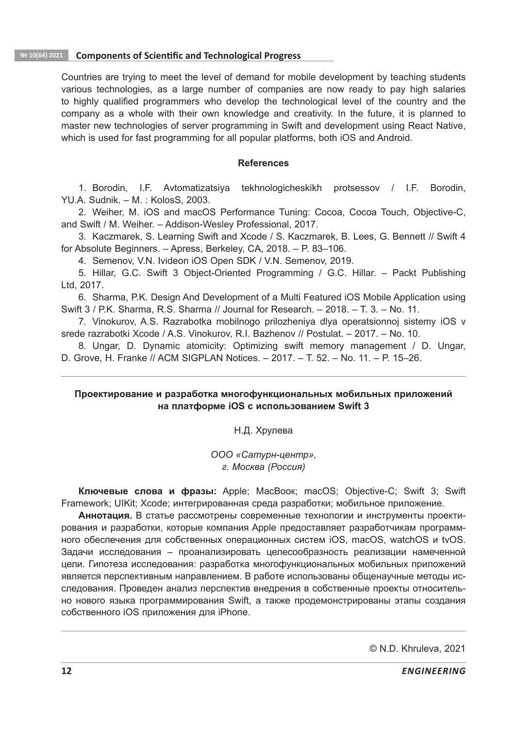Countries are trying to meet the level of demand for mobile development by teaching students various technologies, as a large number of companies are now ready to pay high salaries to highly qualified programmers who develop the technological level of the country and the company as a whole with their own knowledge and creativity. In the future, it is planned to master new technologies of server programming in Swift and development using React Native, which is used for fast programming for all popular platforms, both iOS and Android.

### References

1. Borodin, I.F. Avtomatizatsiya tekhnologicheskikh protsessov / I.F. Borodin, YU.A. Sudnik. – M. : KolosS, 2003.
2. Weiher, M. iOS and macOS Performance Tuning: Cocoa, Cocoa Touch, Objective-C, and Swift / M. Weiher. – Addison-Wesley Professional, 2017.
3. Kaczmarek, S. Learning Swift and Xcode / S. Kaczmarek, B. Lees, G. Bennett // Swift 4 for Absolute Beginners. – Apress, Berkeley, CA, 2018. – P. 83–106.
4. Semenov, V.N. Ivideon iOS Open SDK / V.N. Semenov, 2019.
5. Hillar, G.C. Swift 3 Object-Oriented Programming / G.C. Hillar. – Packt Publishing Ltd, 2017.
6. Sharma, P.K. Design And Development of a Multi Featured iOS Mobile Application using Swift 3 / P.K. Sharma, R.S. Sharma // Journal for Research. – 2018. – T. 3. – No. 11.
7. Vinokurov, A.S. Razrabotka mobilnogo prilozheniya dlya operatsionnoj sistemy iOS v srede razrabotki Xcode / A.S. Vinokurov, R.I. Bazhenov // Postulat. – 2017. – No. 10.
8. Ungar, D. Dynamic atomicity: Optimizing swift memory management / D. Ungar, D. Grove, H. Franke // ACM SIGPLAN Notices. – 2017. – T. 52. – No. 11. – P. 15–26.

---

## Проектирование и разработка многофункциональных мобильных приложений на платформе iOS с использованием Swift 3

Н.Д. Хрулева

*ООО «Сатурн-центр»,*
*г. Москва (Россия)*

**Ключевые слова и фразы:** Apple; MacBook; macOS; Objective-C; Swift 3; Swift Framework; UIKit; Xcode; интегрированная среда разработки; мобильное приложение.

**Аннотация.** В статье рассмотрены современные технологии и инструменты проектирования и разработки, которые компания Apple предоставляет разработчикам программного обеспечения для собственных операционных систем iOS, macOS, watchOS и tvOS. Задачи исследования – проанализировать целесообразность реализации намеченной цели. Гипотеза исследования: разработка многофункциональных мобильных приложений является перспективным направлением. В работе использованы общенаучные методы исследования. Проведен анализ перспектив внедрения в собственные проекты относительно нового языка программирования Swift, а также продемонстрированы этапы создания собственного iOS приложения для iPhone.

---

© N.D. Khruleva, 2021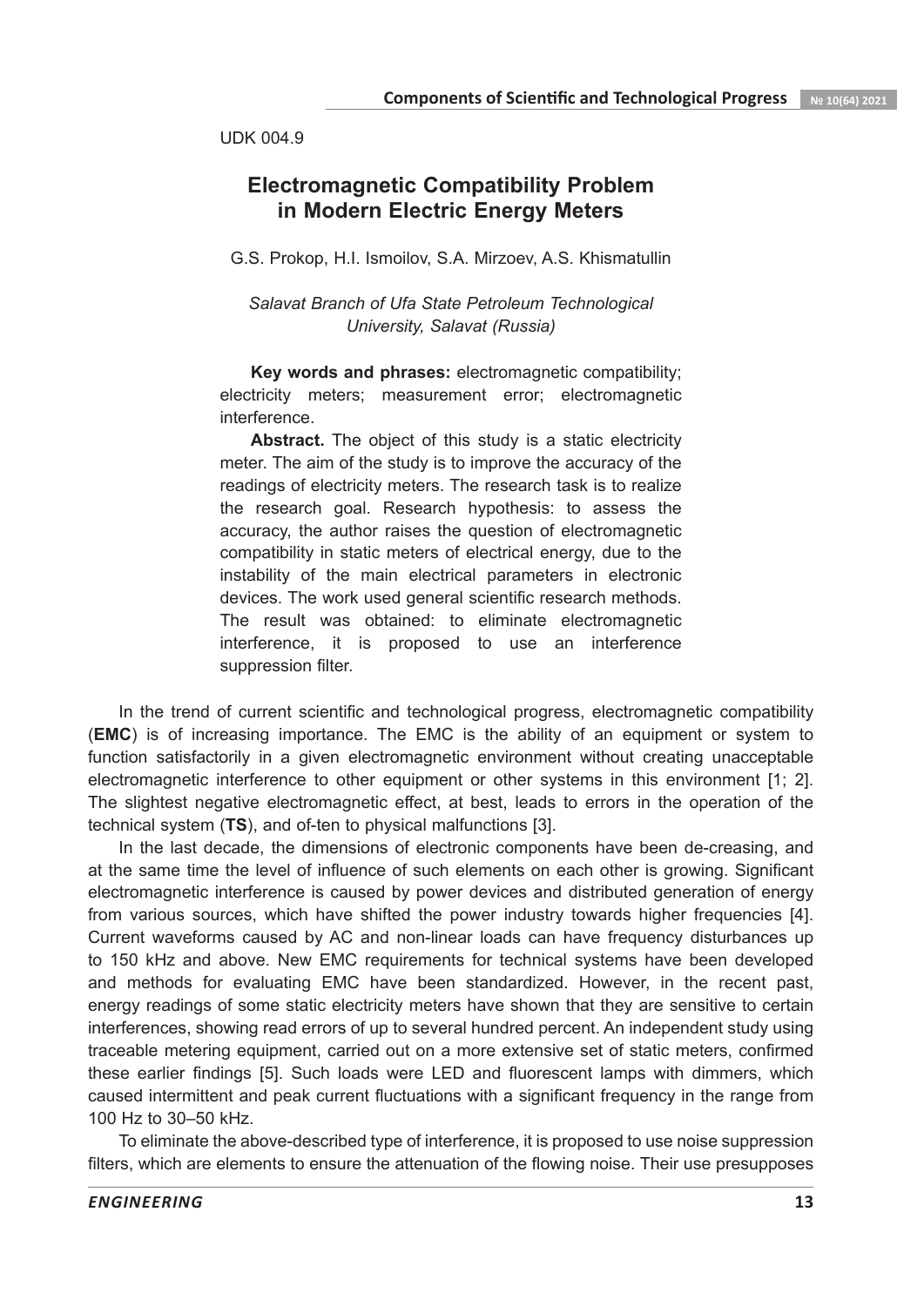UDK 004.9

# Electromagnetic Compatibility Problem in Modern Electric Energy Meters

G.S. Prokop, H.I. Ismoilov, S.A. Mirzoev, A.S. Khismatullin

*Salavat Branch of Ufa State Petroleum Technological University, Salavat (Russia)*

**Key words and phrases:** electromagnetic compatibility; electricity meters; measurement error; electromagnetic interference.

**Abstract.** The object of this study is a static electricity meter. The aim of the study is to improve the accuracy of the readings of electricity meters. The research task is to realize the research goal. Research hypothesis: to assess the accuracy, the author raises the question of electromagnetic compatibility in static meters of electrical energy, due to the instability of the main electrical parameters in electronic devices. The work used general scientific research methods. The result was obtained: to eliminate electromagnetic interference, it is proposed to use an interference suppression filter.

In the trend of current scientific and technological progress, electromagnetic compatibility (**EMC**) is of increasing importance. The EMC is the ability of an equipment or system to function satisfactorily in a given electromagnetic environment without creating unacceptable electromagnetic interference to other equipment or other systems in this environment [1; 2]. The slightest negative electromagnetic effect, at best, leads to errors in the operation of the technical system (**TS**), and of-ten to physical malfunctions [3].

In the last decade, the dimensions of electronic components have been de-creasing, and at the same time the level of influence of such elements on each other is growing. Significant electromagnetic interference is caused by power devices and distributed generation of energy from various sources, which have shifted the power industry towards higher frequencies [4]. Current waveforms caused by AC and non-linear loads can have frequency disturbances up to 150 kHz and above. New EMC requirements for technical systems have been developed and methods for evaluating EMC have been standardized. However, in the recent past, energy readings of some static electricity meters have shown that they are sensitive to certain interferences, showing read errors of up to several hundred percent. An independent study using traceable metering equipment, carried out on a more extensive set of static meters, confirmed these earlier findings [5]. Such loads were LED and fluorescent lamps with dimmers, which caused intermittent and peak current fluctuations with a significant frequency in the range from 100 Hz to 30–50 kHz.

To eliminate the above-described type of interference, it is proposed to use noise suppression filters, which are elements to ensure the attenuation of the flowing noise. Their use presupposes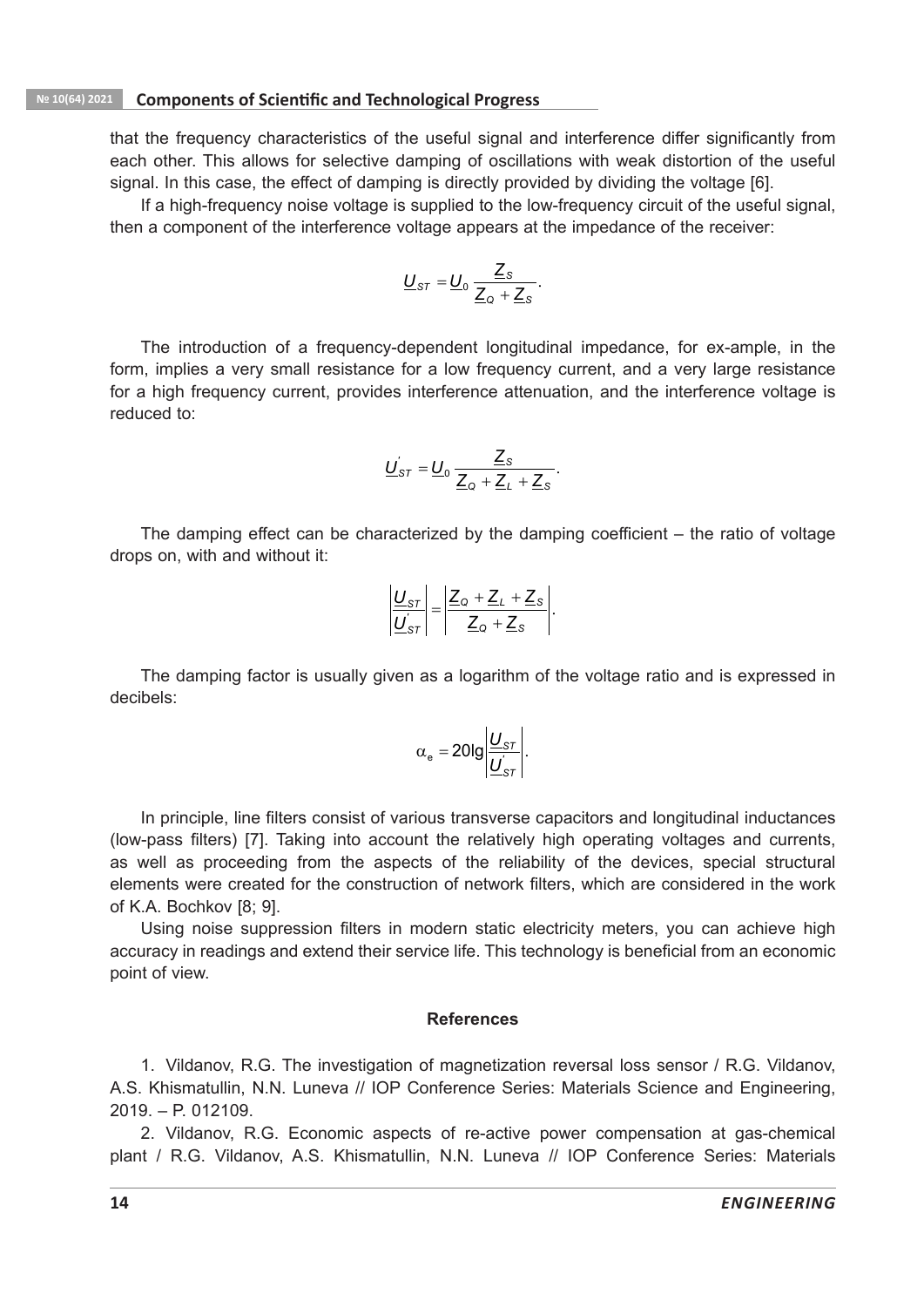that the frequency characteristics of the useful signal and interference differ significantly from each other. This allows for selective damping of oscillations with weak distortion of the useful signal. In this case, the effect of damping is directly provided by dividing the voltage [6].

If a high-frequency noise voltage is supplied to the low-frequency circuit of the useful signal, then a component of the interference voltage appears at the impedance of the receiver:

$$\underline{U}_{ST} = \underline{U}_0 \frac{\underline{Z}_S}{\underline{Z}_Q + \underline{Z}_S}.$$

The introduction of a frequency-dependent longitudinal impedance, for ex-ample, in the form, implies a very small resistance for a low frequency current, and a very large resistance for a high frequency current, provides interference attenuation, and the interference voltage is reduced to:

$$\underline{U}'_{ST} = \underline{U}_0 \frac{\underline{Z}_S}{\underline{Z}_Q + \underline{Z}_L + \underline{Z}_S}.$$

The damping effect can be characterized by the damping coefficient – the ratio of voltage drops on, with and without it:

$$\left| \frac{\underline{U}_{ST}}{\underline{U}'_{ST}} \right| = \left| \frac{\underline{Z}_Q + \underline{Z}_L + \underline{Z}_S}{\underline{Z}_Q + \underline{Z}_S} \right|.$$

The damping factor is usually given as a logarithm of the voltage ratio and is expressed in decibels:

$$\alpha_e = 20\lg \left| \frac{\underline{U}_{ST}}{\underline{U}'_{ST}} \right|.$$

In principle, line filters consist of various transverse capacitors and longitudinal inductances (low-pass filters) [7]. Taking into account the relatively high operating voltages and currents, as well as proceeding from the aspects of the reliability of the devices, special structural elements were created for the construction of network filters, which are considered in the work of K.A. Bochkov [8; 9].

Using noise suppression filters in modern static electricity meters, you can achieve high accuracy in readings and extend their service life. This technology is beneficial from an economic point of view.

## References

1. Vildanov, R.G. The investigation of magnetization reversal loss sensor / R.G. Vildanov, A.S. Khismatullin, N.N. Luneva // IOP Conference Series: Materials Science and Engineering, 2019. – P. 012109.

2. Vildanov, R.G. Economic aspects of re-active power compensation at gas-chemical plant / R.G. Vildanov, A.S. Khismatullin, N.N. Luneva // IOP Conference Series: Materials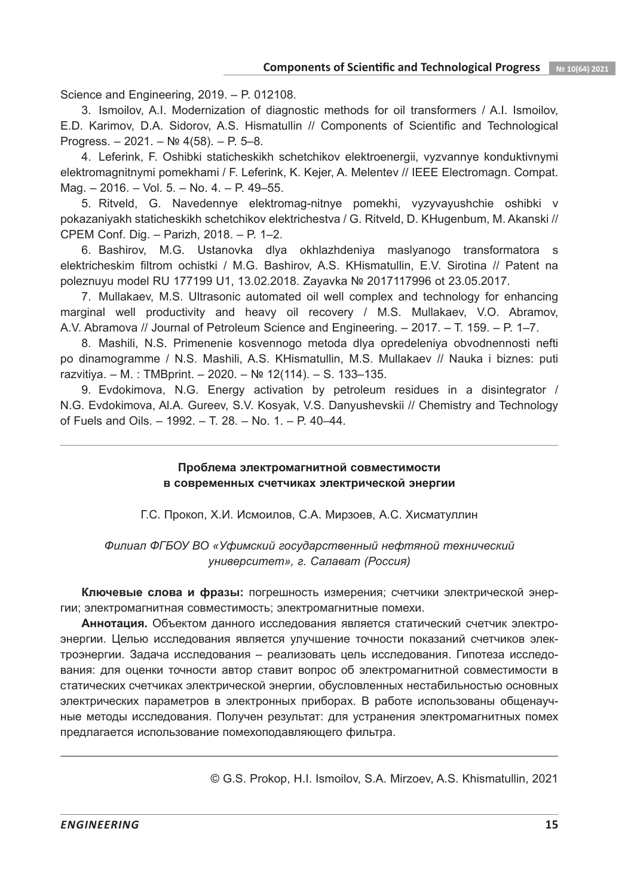Science and Engineering, 2019. – P. 012108.

3. Ismoilov, A.I. Modernization of diagnostic methods for oil transformers / A.I. Ismoilov, E.D. Karimov, D.A. Sidorov, A.S. Hismatullin // Components of Scientific and Technological Progress. – 2021. – № 4(58). – P. 5–8.

4. Leferink, F. Oshibki staticheskikh schetchikov elektroenergii, vyzvannye konduktivnymi elektromagnitnymi pomekhami / F. Leferink, K. Kejer, A. Melentev // IEEE Electromagn. Compat. Mag. – 2016. – Vol. 5. – No. 4. – P. 49–55.

5. Ritveld, G. Navedennye elektromag-nitnye pomekhi, vyzyvayushchie oshibki v pokazaniyakh staticheskikh schetchikov elektrichestva / G. Ritveld, D. KHugenbum, M. Akanski // CPEM Conf. Dig. – Parizh, 2018. – P. 1–2.

6. Bashirov, M.G. Ustanovka dlya okhlazhdeniya maslyanogo transformatora s elektricheskim filtrom ochistki / M.G. Bashirov, A.S. KHismatullin, E.V. Sirotina // Patent na poleznuyu model RU 177199 U1, 13.02.2018. Zayavka № 2017117996 ot 23.05.2017.

7. Mullakaev, M.S. Ultrasonic automated oil well complex and technology for enhancing marginal well productivity and heavy oil recovery / M.S. Mullakaev, V.O. Abramov, A.V. Abramova // Journal of Petroleum Science and Engineering. – 2017. – T. 159. – P. 1–7.

8. Mashili, N.S. Primenenie kosvennogo metoda dlya opredeleniya obvodnennosti nefti po dinamogramme / N.S. Mashili, A.S. KHismatullin, M.S. Mullakaev // Nauka i biznes: puti razvitiya. – M. : TMBprint. – 2020. – № 12(114). – S. 133–135.

9. Evdokimova, N.G. Energy activation by petroleum residues in a disintegrator / N.G. Evdokimova, Al.A. Gureev, S.V. Kosyak, V.S. Danyushevskii // Chemistry and Technology of Fuels and Oils. – 1992. – T. 28. – No. 1. – P. 40–44.

---

## Проблема электромагнитной совместимости в современных счетчиках электрической энергии

Г.С. Прокоп, Х.И. Исмоилов, С.А. Мирзоев, А.С. Хисматуллин

*Филиал ФГБОУ ВО «Уфимский государственный нефтяной технический университет», г. Салават (Россия)*

**Ключевые слова и фразы:** погрешность измерения; счетчики электрической энергии; электромагнитная совместимость; электромагнитные помехи.

**Аннотация.** Объектом данного исследования является статический счетчик электроэнергии. Целью исследования является улучшение точности показаний счетчиков электроэнергии. Задача исследования – реализовать цель исследования. Гипотеза исследования: для оценки точности автор ставит вопрос об электромагнитной совместимости в статических счетчиках электрической энергии, обусловленных нестабильностью основных электрических параметров в электронных приборах. В работе использованы общенаучные методы исследования. Получен результат: для устранения электромагнитных помех предлагается использование помехоподавляющего фильтра.

---

© G.S. Prokop, H.I. Ismoilov, S.A. Mirzoev, A.S. Khismatullin, 2021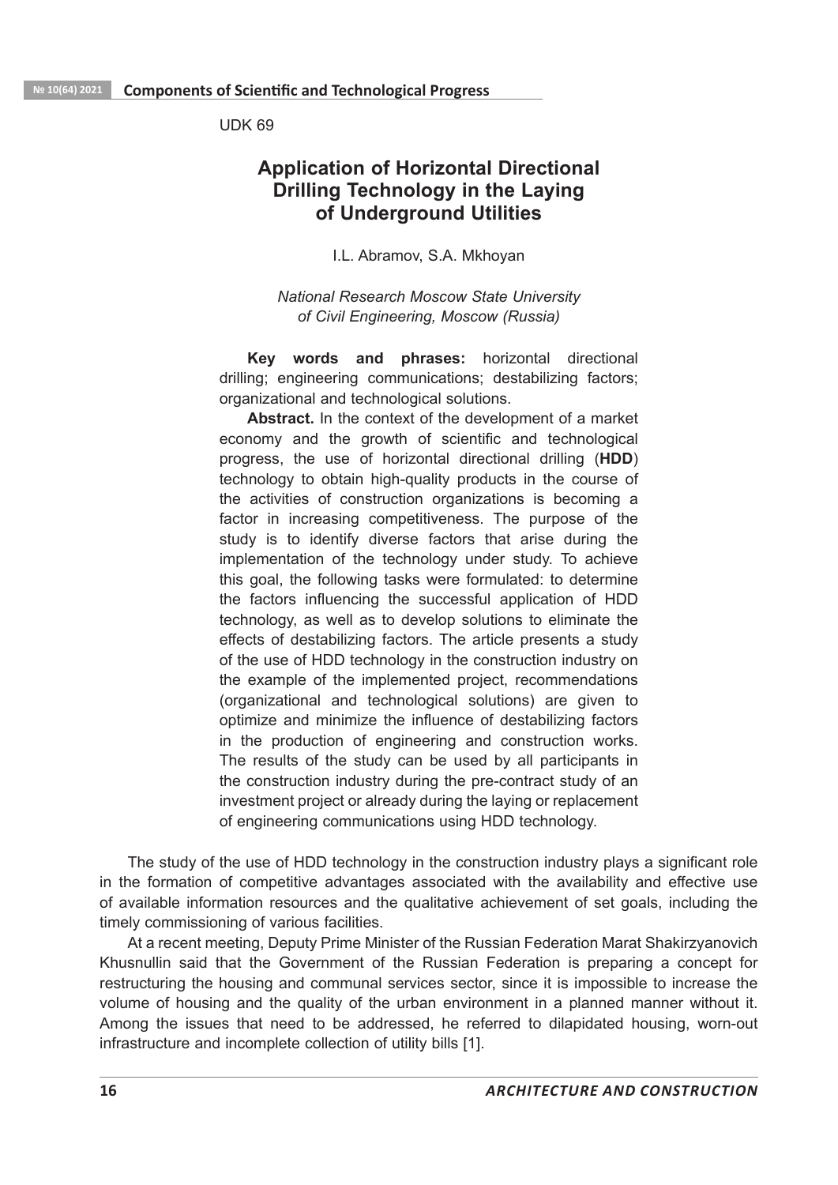UDK 69

# Application of Horizontal Directional Drilling Technology in the Laying of Underground Utilities

I.L. Abramov, S.A. Mkhoyan

*National Research Moscow State University of Civil Engineering, Moscow (Russia)*

**Key words and phrases:** horizontal directional drilling; engineering communications; destabilizing factors; organizational and technological solutions.

**Abstract.** In the context of the development of a market economy and the growth of scientific and technological progress, the use of horizontal directional drilling (**HDD**) technology to obtain high-quality products in the course of the activities of construction organizations is becoming a factor in increasing competitiveness. The purpose of the study is to identify diverse factors that arise during the implementation of the technology under study. To achieve this goal, the following tasks were formulated: to determine the factors influencing the successful application of HDD technology, as well as to develop solutions to eliminate the effects of destabilizing factors. The article presents a study of the use of HDD technology in the construction industry on the example of the implemented project, recommendations (organizational and technological solutions) are given to optimize and minimize the influence of destabilizing factors in the production of engineering and construction works. The results of the study can be used by all participants in the construction industry during the pre-contract study of an investment project or already during the laying or replacement of engineering communications using HDD technology.

The study of the use of HDD technology in the construction industry plays a significant role in the formation of competitive advantages associated with the availability and effective use of available information resources and the qualitative achievement of set goals, including the timely commissioning of various facilities.

At a recent meeting, Deputy Prime Minister of the Russian Federation Marat Shakirzyanovich Khusnullin said that the Government of the Russian Federation is preparing a concept for restructuring the housing and communal services sector, since it is impossible to increase the volume of housing and the quality of the urban environment in a planned manner without it. Among the issues that need to be addressed, he referred to dilapidated housing, worn-out infrastructure and incomplete collection of utility bills [1].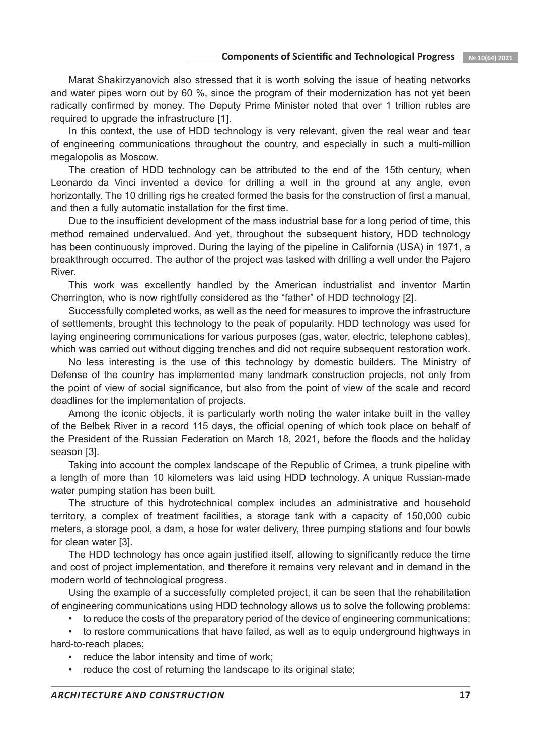Marat Shakirzyanovich also stressed that it is worth solving the issue of heating networks and water pipes worn out by 60 %, since the program of their modernization has not yet been radically confirmed by money. The Deputy Prime Minister noted that over 1 trillion rubles are required to upgrade the infrastructure [1].

In this context, the use of HDD technology is very relevant, given the real wear and tear of engineering communications throughout the country, and especially in such a multi-million megalopolis as Moscow.

The creation of HDD technology can be attributed to the end of the 15th century, when Leonardo da Vinci invented a device for drilling a well in the ground at any angle, even horizontally. The 10 drilling rigs he created formed the basis for the construction of first a manual, and then a fully automatic installation for the first time.

Due to the insufficient development of the mass industrial base for a long period of time, this method remained undervalued. And yet, throughout the subsequent history, HDD technology has been continuously improved. During the laying of the pipeline in California (USA) in 1971, a breakthrough occurred. The author of the project was tasked with drilling a well under the Pajero River.

This work was excellently handled by the American industrialist and inventor Martin Cherrington, who is now rightfully considered as the "father" of HDD technology [2].

Successfully completed works, as well as the need for measures to improve the infrastructure of settlements, brought this technology to the peak of popularity. HDD technology was used for laying engineering communications for various purposes (gas, water, electric, telephone cables), which was carried out without digging trenches and did not require subsequent restoration work.

No less interesting is the use of this technology by domestic builders. The Ministry of Defense of the country has implemented many landmark construction projects, not only from the point of view of social significance, but also from the point of view of the scale and record deadlines for the implementation of projects.

Among the iconic objects, it is particularly worth noting the water intake built in the valley of the Belbek River in a record 115 days, the official opening of which took place on behalf of the President of the Russian Federation on March 18, 2021, before the floods and the holiday season [3].

Taking into account the complex landscape of the Republic of Crimea, a trunk pipeline with a length of more than 10 kilometers was laid using HDD technology. A unique Russian-made water pumping station has been built.

The structure of this hydrotechnical complex includes an administrative and household territory, a complex of treatment facilities, a storage tank with a capacity of 150,000 cubic meters, a storage pool, a dam, a hose for water delivery, three pumping stations and four bowls for clean water [3].

The HDD technology has once again justified itself, allowing to significantly reduce the time and cost of project implementation, and therefore it remains very relevant and in demand in the modern world of technological progress.

Using the example of a successfully completed project, it can be seen that the rehabilitation of engineering communications using HDD technology allows us to solve the following problems:

- to reduce the costs of the preparatory period of the device of engineering communications;
- to restore communications that have failed, as well as to equip underground highways in hard-to-reach places;
- reduce the labor intensity and time of work;
- reduce the cost of returning the landscape to its original state;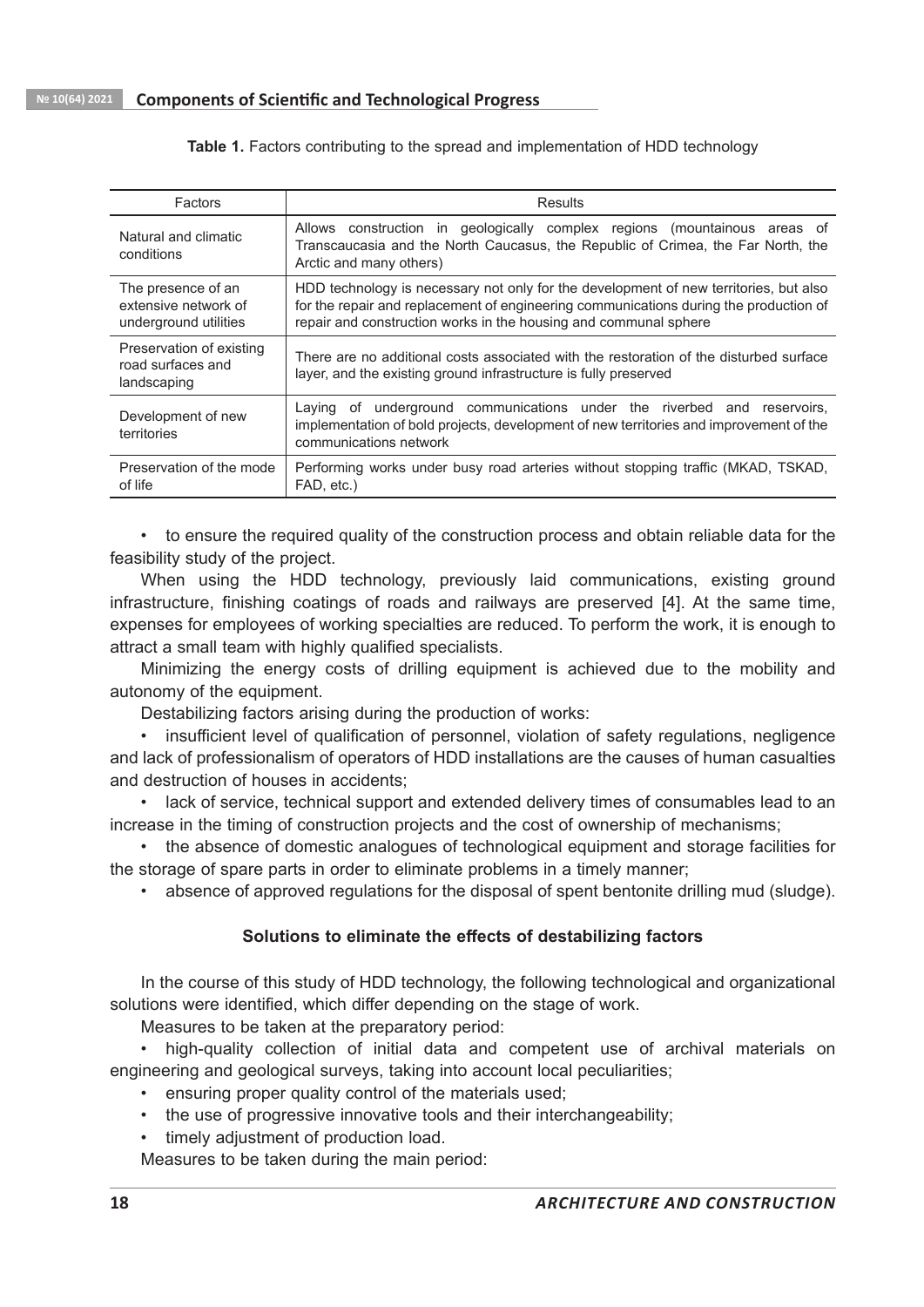**Table 1.** Factors contributing to the spread and implementation of HDD technology

| Factors | Results |
|---|---|
| Natural and climatic conditions | Allows construction in geologically complex regions (mountainous areas of Transcaucasia and the North Caucasus, the Republic of Crimea, the Far North, the Arctic and many others) |
| The presence of an extensive network of underground utilities | HDD technology is necessary not only for the development of new territories, but also for the repair and replacement of engineering communications during the production of repair and construction works in the housing and communal sphere |
| Preservation of existing road surfaces and landscaping | There are no additional costs associated with the restoration of the disturbed surface layer, and the existing ground infrastructure is fully preserved |
| Development of new territories | Laying of underground communications under the riverbed and reservoirs, implementation of bold projects, development of new territories and improvement of the communications network |
| Preservation of the mode of life | Performing works under busy road arteries without stopping traffic (MKAD, TSKAD, FAD, etc.) |

- to ensure the required quality of the construction process and obtain reliable data for the feasibility study of the project.

When using the HDD technology, previously laid communications, existing ground infrastructure, finishing coatings of roads and railways are preserved [4]. At the same time, expenses for employees of working specialties are reduced. To perform the work, it is enough to attract a small team with highly qualified specialists.

Minimizing the energy costs of drilling equipment is achieved due to the mobility and autonomy of the equipment.

Destabilizing factors arising during the production of works:

- insufficient level of qualification of personnel, violation of safety regulations, negligence and lack of professionalism of operators of HDD installations are the causes of human casualties and destruction of houses in accidents;
- lack of service, technical support and extended delivery times of consumables lead to an increase in the timing of construction projects and the cost of ownership of mechanisms;
- the absence of domestic analogues of technological equipment and storage facilities for the storage of spare parts in order to eliminate problems in a timely manner;
- absence of approved regulations for the disposal of spent bentonite drilling mud (sludge).

## Solutions to eliminate the effects of destabilizing factors

In the course of this study of HDD technology, the following technological and organizational solutions were identified, which differ depending on the stage of work.

Measures to be taken at the preparatory period:

- high-quality collection of initial data and competent use of archival materials on engineering and geological surveys, taking into account local peculiarities;
- ensuring proper quality control of the materials used;
- the use of progressive innovative tools and their interchangeability;
- timely adjustment of production load.

Measures to be taken during the main period: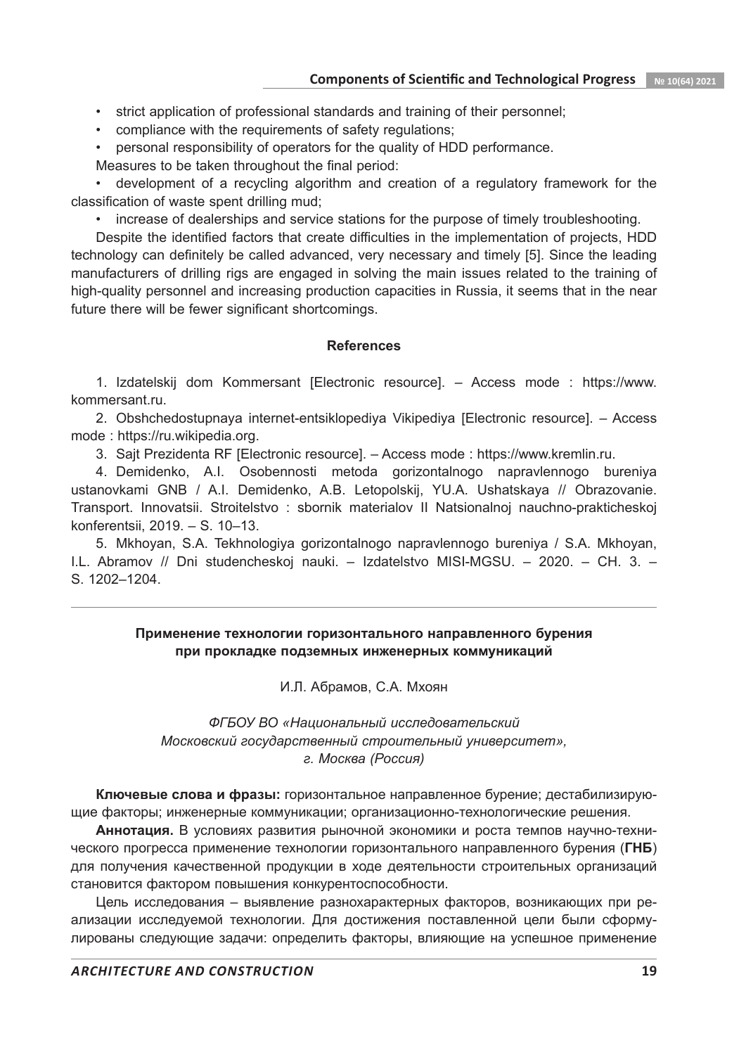- strict application of professional standards and training of their personnel;
- compliance with the requirements of safety regulations;
- personal responsibility of operators for the quality of HDD performance.

Measures to be taken throughout the final period:

- development of a recycling algorithm and creation of a regulatory framework for the classification of waste spent drilling mud;
- increase of dealerships and service stations for the purpose of timely troubleshooting.

Despite the identified factors that create difficulties in the implementation of projects, HDD technology can definitely be called advanced, very necessary and timely [5]. Since the leading manufacturers of drilling rigs are engaged in solving the main issues related to the training of high-quality personnel and increasing production capacities in Russia, it seems that in the near future there will be fewer significant shortcomings.

## References

1. Izdatelskij dom Kommersant [Electronic resource]. – Access mode : https://www.kommersant.ru.
2. Obshchedostupnaya internet-entsiklopediya Vikipediya [Electronic resource]. – Access mode : https://ru.wikipedia.org.
3. Sajt Prezidenta RF [Electronic resource]. – Access mode : https://www.kremlin.ru.
4. Demidenko, A.I. Osobennosti metoda gorizontalnogo napravlennogo bureniya ustanovkami GNB / A.I. Demidenko, A.B. Letopolskij, YU.A. Ushatskaya // Obrazovanie. Transport. Innovatsii. Stroitelstvo : sbornik materialov II Natsionalnoj nauchno-prakticheskoj konferentsii, 2019. – S. 10–13.
5. Mkhoyan, S.A. Tekhnologiya gorizontalnogo napravlennogo bureniya / S.A. Mkhoyan, I.L. Abramov // Dni studencheskoj nauki. – Izdatelstvo MISI-MGSU. – 2020. – CH. 3. – S. 1202–1204.

---

## Применение технологии горизонтального направленного бурения при прокладке подземных инженерных коммуникаций

И.Л. Абрамов, С.А. Мхоян

*ФГБОУ ВО «Национальный исследовательский Московский государственный строительный университет», г. Москва (Россия)*

**Ключевые слова и фразы:** горизонтальное направленное бурение; дестабилизирующие факторы; инженерные коммуникации; организационно-технологические решения.

**Аннотация.** В условиях развития рыночной экономики и роста темпов научно-технического прогресса применение технологии горизонтального направленного бурения (**ГНБ**) для получения качественной продукции в ходе деятельности строительных организаций становится фактором повышения конкурентоспособности.

Цель исследования – выявление разнохарактерных факторов, возникающих при реализации исследуемой технологии. Для достижения поставленной цели были сформулированы следующие задачи: определить факторы, влияющие на успешное применение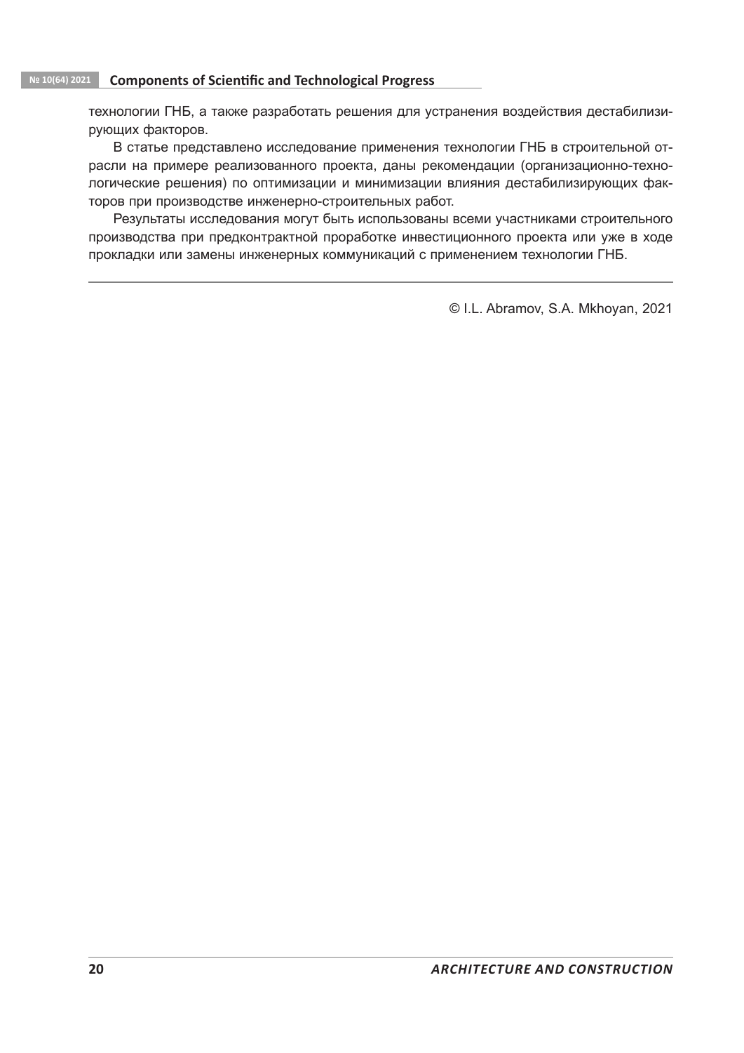технологии ГНБ, а также разработать решения для устранения воздействия дестабилизирующих факторов.

В статье представлено исследование применения технологии ГНБ в строительной отрасли на примере реализованного проекта, даны рекомендации (организационно-технологические решения) по оптимизации и минимизации влияния дестабилизирующих факторов при производстве инженерно-строительных работ.

Результаты исследования могут быть использованы всеми участниками строительного производства при предконтрактной проработке инвестиционного проекта или уже в ходе прокладки или замены инженерных коммуникаций с применением технологии ГНБ.

---

© I.L. Abramov, S.A. Mkhoyan, 2021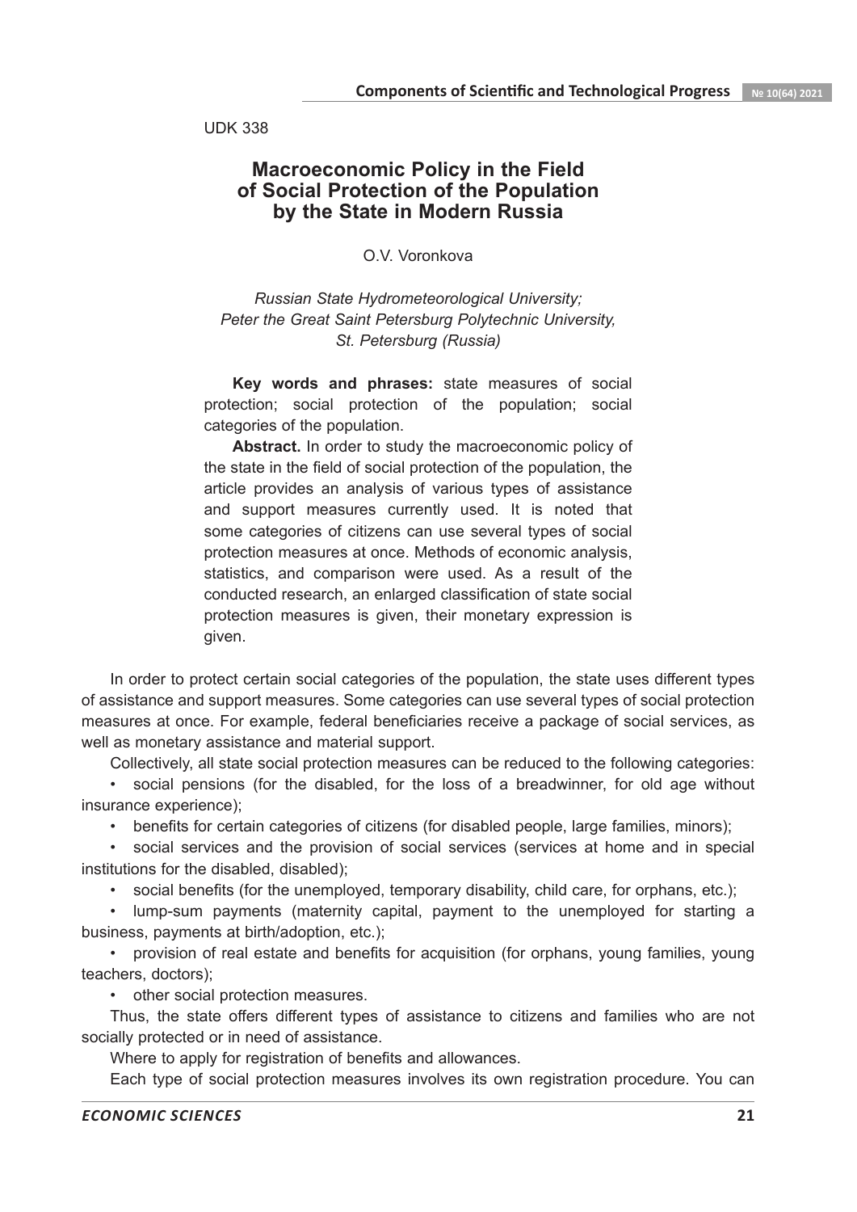UDK 338

# Macroeconomic Policy in the Field of Social Protection of the Population by the State in Modern Russia

O.V. Voronkova

*Russian State Hydrometeorological University;*
*Peter the Great Saint Petersburg Polytechnic University,*
*St. Petersburg (Russia)*

**Key words and phrases:** state measures of social protection; social protection of the population; social categories of the population.

**Abstract.** In order to study the macroeconomic policy of the state in the field of social protection of the population, the article provides an analysis of various types of assistance and support measures currently used. It is noted that some categories of citizens can use several types of social protection measures at once. Methods of economic analysis, statistics, and comparison were used. As a result of the conducted research, an enlarged classification of state social protection measures is given, their monetary expression is given.

In order to protect certain social categories of the population, the state uses different types of assistance and support measures. Some categories can use several types of social protection measures at once. For example, federal beneficiaries receive a package of social services, as well as monetary assistance and material support.

Collectively, all state social protection measures can be reduced to the following categories:

- social pensions (for the disabled, for the loss of a breadwinner, for old age without insurance experience);
- benefits for certain categories of citizens (for disabled people, large families, minors);
- social services and the provision of social services (services at home and in special institutions for the disabled, disabled);
- social benefits (for the unemployed, temporary disability, child care, for orphans, etc.);
- lump-sum payments (maternity capital, payment to the unemployed for starting a business, payments at birth/adoption, etc.);
- provision of real estate and benefits for acquisition (for orphans, young families, young teachers, doctors);
- other social protection measures.

Thus, the state offers different types of assistance to citizens and families who are not socially protected or in need of assistance.

Where to apply for registration of benefits and allowances.

Each type of social protection measures involves its own registration procedure. You can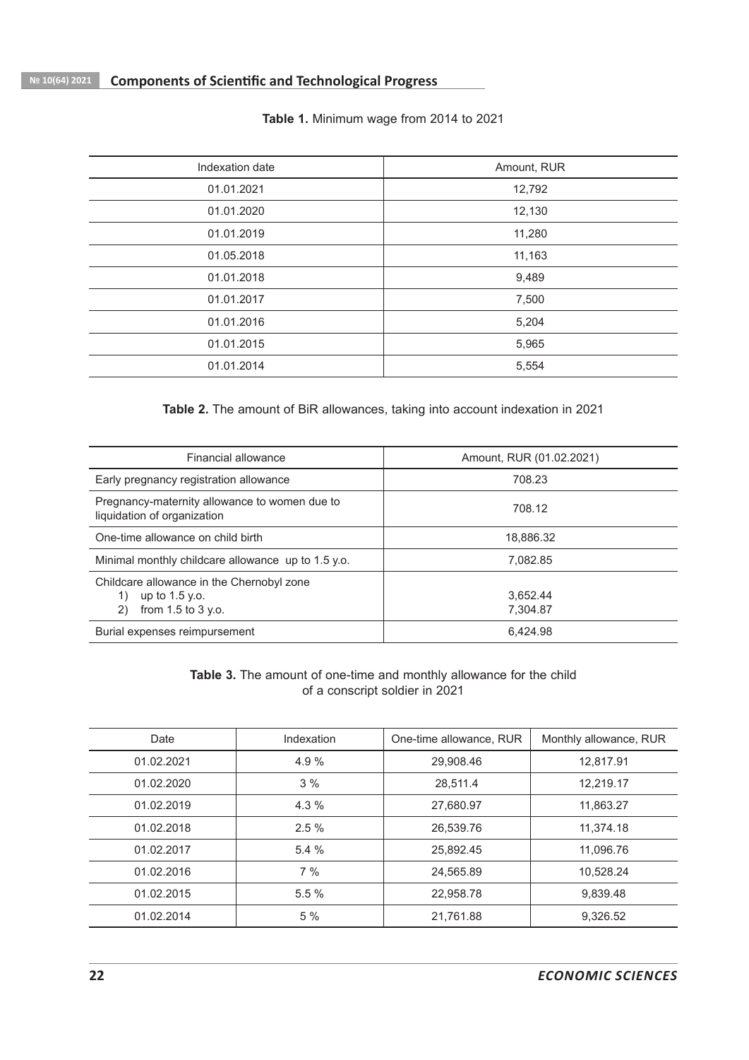**Table 1.** Minimum wage from 2014 to 2021

| Indexation date | Amount, RUR |
|---|---|
| 01.01.2021 | 12,792 |
| 01.01.2020 | 12,130 |
| 01.01.2019 | 11,280 |
| 01.05.2018 | 11,163 |
| 01.01.2018 | 9,489 |
| 01.01.2017 | 7,500 |
| 01.01.2016 | 5,204 |
| 01.01.2015 | 5,965 |
| 01.01.2014 | 5,554 |

**Table 2.** The amount of BiR allowances, taking into account indexation in 2021

| Financial allowance | Amount, RUR (01.02.2021) |
|---|---|
| Early pregnancy registration allowance | 708.23 |
| Pregnancy-maternity allowance to women due to liquidation of organization | 708.12 |
| One-time allowance on child birth | 18,886.32 |
| Minimal monthly childcare allowance up to 1.5 y.o. | 7,082.85 |
| Childcare allowance in the Chernobyl zone<br>1) up to 1.5 y.o.<br>2) from 1.5 to 3 y.o. | <br>3,652.44<br>7,304.87 |
| Burial expenses reimpursement | 6,424.98 |

**Table 3.** The amount of one-time and monthly allowance for the child of a conscript soldier in 2021

| Date | Indexation | One-time allowance, RUR | Monthly allowance, RUR |
|---|---|---|---|
| 01.02.2021 | 4.9 % | 29,908.46 | 12,817.91 |
| 01.02.2020 | 3 % | 28,511.4 | 12,219.17 |
| 01.02.2019 | 4.3 % | 27,680.97 | 11,863.27 |
| 01.02.2018 | 2.5 % | 26,539.76 | 11,374.18 |
| 01.02.2017 | 5.4 % | 25,892.45 | 11,096.76 |
| 01.02.2016 | 7 % | 24,565.89 | 10,528.24 |
| 01.02.2015 | 5.5 % | 22,958.78 | 9,839.48 |
| 01.02.2014 | 5 % | 21,761.88 | 9,326.52 |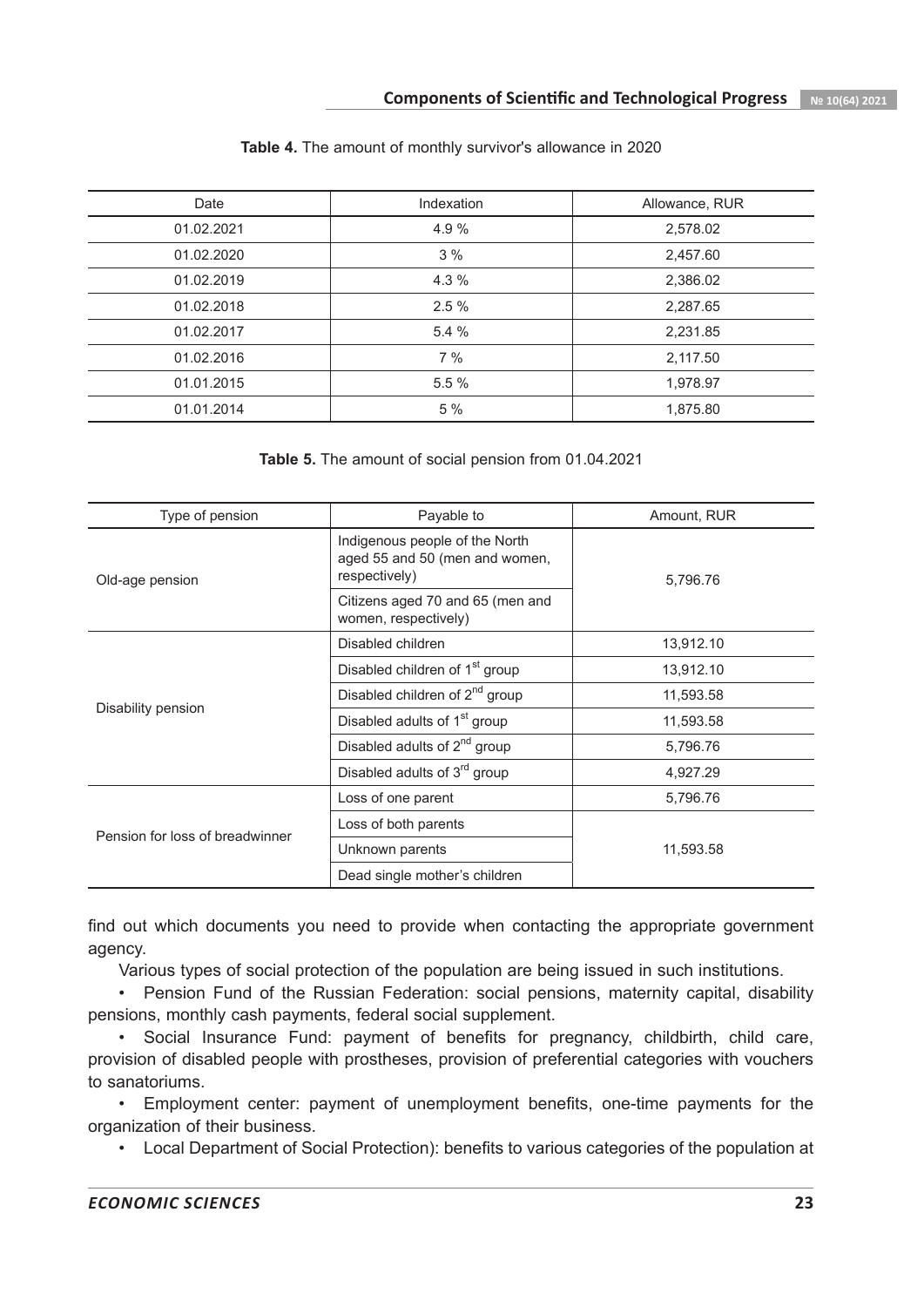**Table 4.** The amount of monthly survivor's allowance in 2020

| Date | Indexation | Allowance, RUR |
|---|---|---|
| 01.02.2021 | 4.9 % | 2,578.02 |
| 01.02.2020 | 3 % | 2,457.60 |
| 01.02.2019 | 4.3 % | 2,386.02 |
| 01.02.2018 | 2.5 % | 2,287.65 |
| 01.02.2017 | 5.4 % | 2,231.85 |
| 01.02.2016 | 7 % | 2,117.50 |
| 01.01.2015 | 5.5 % | 1,978.97 |
| 01.01.2014 | 5 % | 1,875.80 |

**Table 5.** The amount of social pension from 01.04.2021

| Type of pension | Payable to | Amount, RUR |
|---|---|---|
| Old-age pension | Indigenous people of the North aged 55 and 50 (men and women, respectively) | 5,796.76 |
| | Citizens aged 70 and 65 (men and women, respectively) | |
| Disability pension | Disabled children | 13,912.10 |
| | Disabled children of 1st group | 13,912.10 |
| | Disabled children of 2nd group | 11,593.58 |
| | Disabled adults of 1st group | 11,593.58 |
| | Disabled adults of 2nd group | 5,796.76 |
| | Disabled adults of 3rd group | 4,927.29 |
| Pension for loss of breadwinner | Loss of one parent | 5,796.76 |
| | Loss of both parents | 11,593.58 |
| | Unknown parents | |
| | Dead single mother's children | |

find out which documents you need to provide when contacting the appropriate government agency.

Various types of social protection of the population are being issued in such institutions.

- Pension Fund of the Russian Federation: social pensions, maternity capital, disability pensions, monthly cash payments, federal social supplement.
- Social Insurance Fund: payment of benefits for pregnancy, childbirth, child care, provision of disabled people with prostheses, provision of preferential categories with vouchers to sanatoriums.
- Employment center: payment of unemployment benefits, one-time payments for the organization of their business.
- Local Department of Social Protection): benefits to various categories of the population at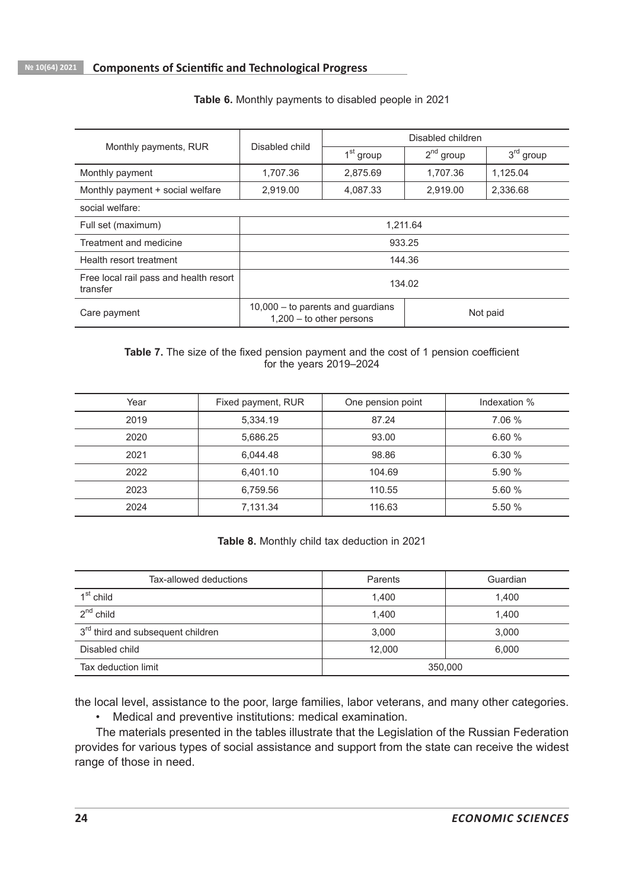**Table 6.** Monthly payments to disabled people in 2021

| Monthly payments, RUR | Disabled child | Disabled children | | |
|---|---|---|---|---|
| | | 1st group | 2nd group | 3rd group |
| Monthly payment | 1,707.36 | 2,875.69 | 1,707.36 | 1,125.04 |
| Monthly payment + social welfare | 2,919.00 | 4,087.33 | 2,919.00 | 2,336.68 |
| social welfare: | | | | |
| Full set (maximum) | 1,211.64 | | | |
| Treatment and medicine | 933.25 | | | |
| Health resort treatment | 144.36 | | | |
| Free local rail pass and health resort transfer | 134.02 | | | |
| Care payment | 10,000 – to parents and guardians 1,200 – to other persons | | Not paid | |

**Table 7.** The size of the fixed pension payment and the cost of 1 pension coefficient for the years 2019–2024

| Year | Fixed payment, RUR | One pension point | Indexation % |
|---|---|---|---|
| 2019 | 5,334.19 | 87.24 | 7.06 % |
| 2020 | 5,686.25 | 93.00 | 6.60 % |
| 2021 | 6,044.48 | 98.86 | 6.30 % |
| 2022 | 6,401.10 | 104.69 | 5.90 % |
| 2023 | 6,759.56 | 110.55 | 5.60 % |
| 2024 | 7,131.34 | 116.63 | 5.50 % |

**Table 8.** Monthly child tax deduction in 2021

| Tax-allowed deductions | Parents | Guardian |
|---|---|---|
| 1st child | 1,400 | 1,400 |
| 2nd child | 1,400 | 1,400 |
| 3rd third and subsequent children | 3,000 | 3,000 |
| Disabled child | 12,000 | 6,000 |
| Tax deduction limit | 350,000 | |

the local level, assistance to the poor, large families, labor veterans, and many other categories.

- Medical and preventive institutions: medical examination.

The materials presented in the tables illustrate that the Legislation of the Russian Federation provides for various types of social assistance and support from the state can receive the widest range of those in need.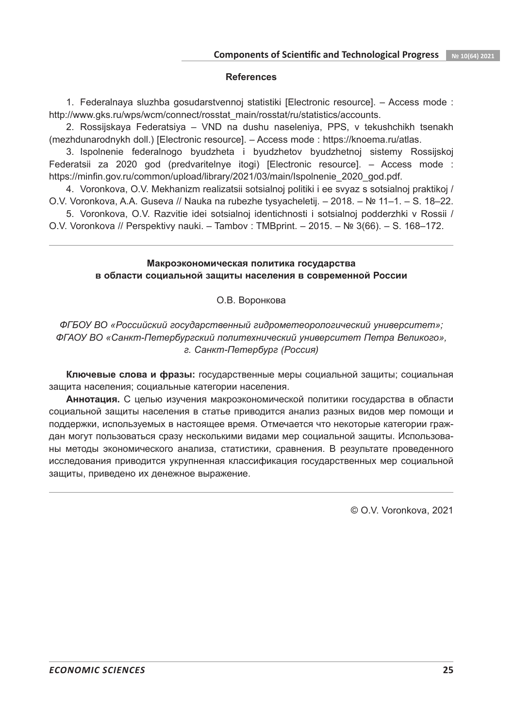## References

1. Federalnaya sluzhba gosudarstvennoj statistiki [Electronic resource]. – Access mode : http://www.gks.ru/wps/wcm/connect/rosstat_main/rosstat/ru/statistics/accounts.

2. Rossijskaya Federatsiya – VND na dushu naseleniya, PPS, v tekushchikh tsenakh (mezhdunarodnykh doll.) [Electronic resource]. – Access mode : https://knoema.ru/atlas.

3. Ispolnenie federalnogo byudzheta i byudzhetov byudzhetnoj sistemy Rossijskoj Federatsii za 2020 god (predvaritelnye itogi) [Electronic resource]. – Access mode : https://minfin.gov.ru/common/upload/library/2021/03/main/Ispolnenie_2020_god.pdf.

4. Voronkova, O.V. Mekhanizm realizatsii sotsialnoj politiki i ee svyaz s sotsialnoj praktikoj / O.V. Voronkova, A.A. Guseva // Nauka na rubezhe tysyacheletij. – 2018. – № 11–1. – S. 18–22.

5. Voronkova, O.V. Razvitie idei sotsialnoj identichnosti i sotsialnoj podderzhki v Rossii / O.V. Voronkova // Perspektivy nauki. – Tambov : TMBprint. – 2015. – № 3(66). – S. 168–172.

---

## Макроэкономическая политика государства в области социальной защиты населения в современной России

О.В. Воронкова

*ФГБОУ ВО «Российский государственный гидрометеорологический университет»; ФГАОУ ВО «Санкт-Петербургский политехнический университет Петра Великого», г. Санкт-Петербург (Россия)*

**Ключевые слова и фразы:** государственные меры социальной защиты; социальная защита населения; социальные категории населения.

**Аннотация.** С целью изучения макроэкономической политики государства в области социальной защиты населения в статье приводится анализ разных видов мер помощи и поддержки, используемых в настоящее время. Отмечается что некоторые категории граждан могут пользоваться сразу несколькими видами мер социальной защиты. Использованы методы экономического анализа, статистики, сравнения. В результате проведенного исследования приводится укрупненная классификация государственных мер социальной защиты, приведено их денежное выражение.

---

© O.V. Voronkova, 2021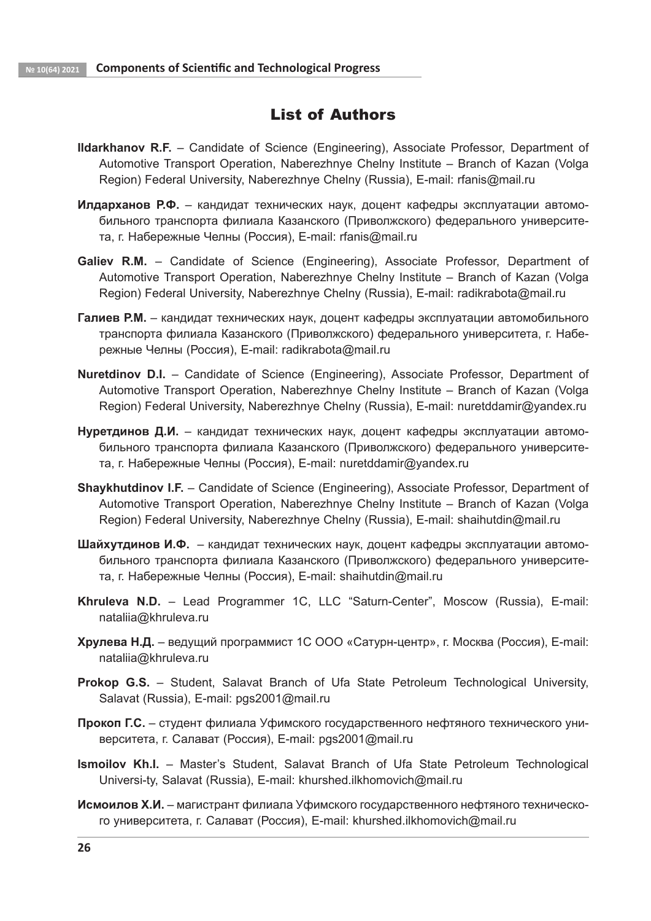# List of Authors

**Ildarkhanov R.F.** – Candidate of Science (Engineering), Associate Professor, Department of Automotive Transport Operation, Naberezhnye Chelny Institute – Branch of Kazan (Volga Region) Federal University, Naberezhnye Chelny (Russia), E-mail: rfanis@mail.ru

**Илдарханов Р.Ф.** – кандидат технических наук, доцент кафедры эксплуатации автомобильного транспорта филиала Казанского (Приволжского) федерального университета, г. Набережные Челны (Россия), E-mail: rfanis@mail.ru

**Galiev R.M.** – Candidate of Science (Engineering), Associate Professor, Department of Automotive Transport Operation, Naberezhnye Chelny Institute – Branch of Kazan (Volga Region) Federal University, Naberezhnye Chelny (Russia), E-mail: radikrabota@mail.ru

**Галиев Р.М.** – кандидат технических наук, доцент кафедры эксплуатации автомобильного транспорта филиала Казанского (Приволжского) федерального университета, г. Набережные Челны (Россия), E-mail: radikrabota@mail.ru

**Nuretdinov D.I.** – Candidate of Science (Engineering), Associate Professor, Department of Automotive Transport Operation, Naberezhnye Chelny Institute – Branch of Kazan (Volga Region) Federal University, Naberezhnye Chelny (Russia), E-mail: nuretddamir@yandex.ru

**Нуретдинов Д.И.** – кандидат технических наук, доцент кафедры эксплуатации автомобильного транспорта филиала Казанского (Приволжского) федерального университета, г. Набережные Челны (Россия), E-mail: nuretddamir@yandex.ru

**Shaykhutdinov I.F.** – Candidate of Science (Engineering), Associate Professor, Department of Automotive Transport Operation, Naberezhnye Chelny Institute – Branch of Kazan (Volga Region) Federal University, Naberezhnye Chelny (Russia), E-mail: shaihutdin@mail.ru

**Шайхутдинов И.Ф.** – кандидат технических наук, доцент кафедры эксплуатации автомобильного транспорта филиала Казанского (Приволжского) федерального университета, г. Набережные Челны (Россия), E-mail: shaihutdin@mail.ru

**Khruleva N.D.** – Lead Programmer 1C, LLC "Saturn-Center", Moscow (Russia), E-mail: nataliia@khruleva.ru

**Хрулева Н.Д.** – ведущий программист 1С ООО «Сатурн-центр», г. Москва (Россия), E-mail: nataliia@khruleva.ru

**Prokop G.S.** – Student, Salavat Branch of Ufa State Petroleum Technological University, Salavat (Russia), E-mail: pgs2001@mail.ru

**Прокоп Г.С.** – студент филиала Уфимского государственного нефтяного технического университета, г. Салават (Россия), E-mail: pgs2001@mail.ru

**Ismoilov Kh.I.** – Master's Student, Salavat Branch of Ufa State Petroleum Technological Universi-ty, Salavat (Russia), E-mail: khurshed.ilkhomovich@mail.ru

**Исмоилов Х.И.** – магистрант филиала Уфимского государственного нефтяного технического университета, г. Салават (Россия), E-mail: khurshed.ilkhomovich@mail.ru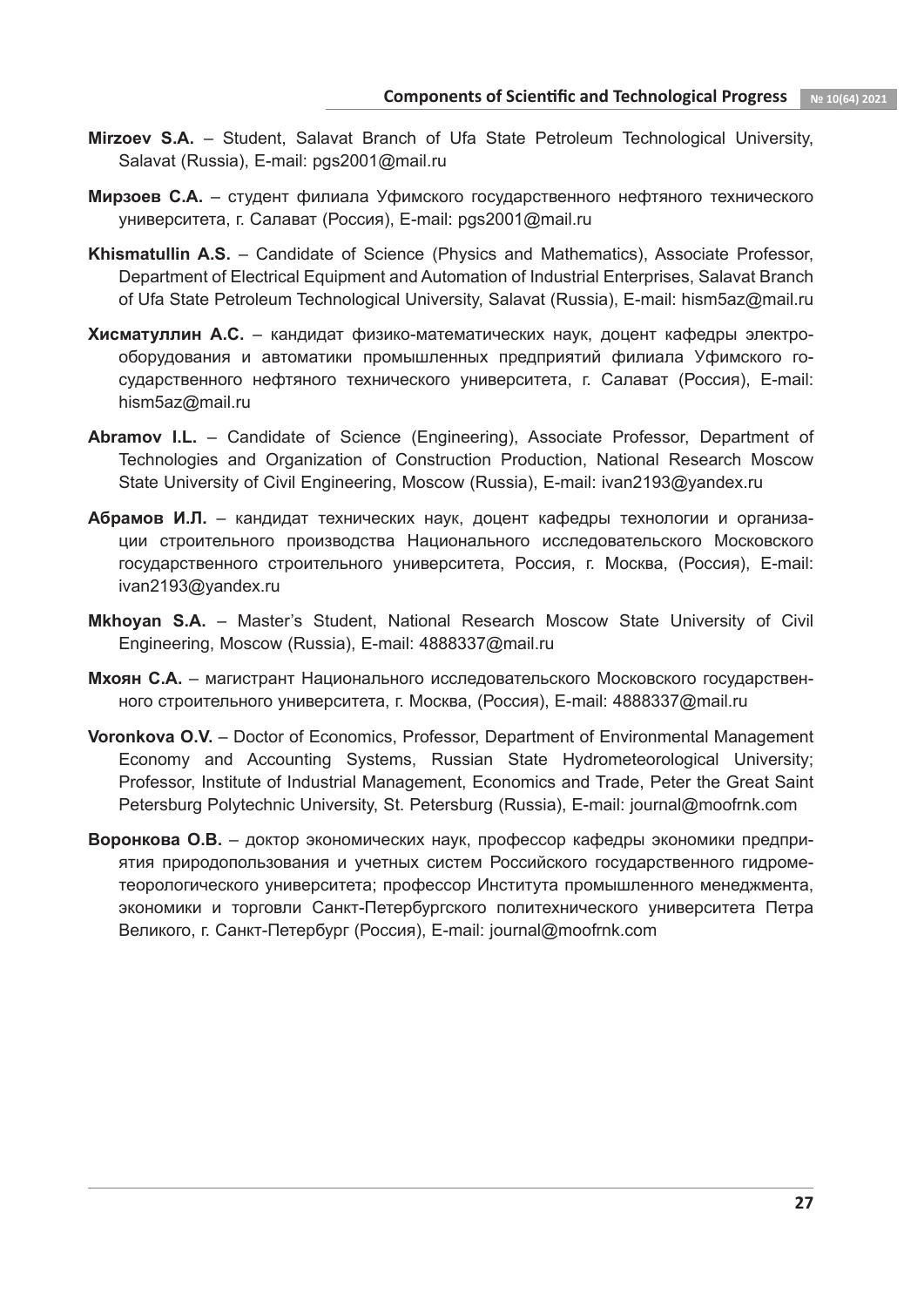**Mirzoev S.A.** – Student, Salavat Branch of Ufa State Petroleum Technological University, Salavat (Russia), E-mail: pgs2001@mail.ru

**Мирзоев С.А.** – студент филиала Уфимского государственного нефтяного технического университета, г. Салават (Россия), E-mail: pgs2001@mail.ru

**Khismatullin A.S.** – Candidate of Science (Physics and Mathematics), Associate Professor, Department of Electrical Equipment and Automation of Industrial Enterprises, Salavat Branch of Ufa State Petroleum Technological University, Salavat (Russia), E-mail: hism5az@mail.ru

**Хисматуллин А.С.** – кандидат физико-математических наук, доцент кафедры электрооборудования и автоматики промышленных предприятий филиала Уфимского государственного нефтяного технического университета, г. Салават (Россия), E-mail: hism5az@mail.ru

**Abramov I.L.** – Candidate of Science (Engineering), Associate Professor, Department of Technologies and Organization of Construction Production, National Research Moscow State University of Civil Engineering, Moscow (Russia), E-mail: ivan2193@yandex.ru

**Абрамов И.Л.** – кандидат технических наук, доцент кафедры технологии и организации строительного производства Национального исследовательского Московского государственного строительного университета, Россия, г. Москва, (Россия), E-mail: ivan2193@yandex.ru

**Mkhoyan S.A.** – Master's Student, National Research Moscow State University of Civil Engineering, Moscow (Russia), E-mail: 4888337@mail.ru

**Мхоян С.А.** – магистрант Национального исследовательского Московского государственного строительного университета, г. Москва, (Россия), E-mail: 4888337@mail.ru

**Voronkova O.V.** – Doctor of Economics, Professor, Department of Environmental Management Economy and Accounting Systems, Russian State Hydrometeorological University; Professor, Institute of Industrial Management, Economics and Trade, Peter the Great Saint Petersburg Polytechnic University, St. Petersburg (Russia), E-mail: journal@moofrnk.com

**Воронкова О.В.** – доктор экономических наук, профессор кафедры экономики предприятия природопользования и учетных систем Российского государственного гидрометеорологического университета; профессор Института промышленного менеджмента, экономики и торговли Санкт-Петербургского политехнического университета Петра Великого, г. Санкт-Петербург (Россия), E-mail: journal@moofrnk.com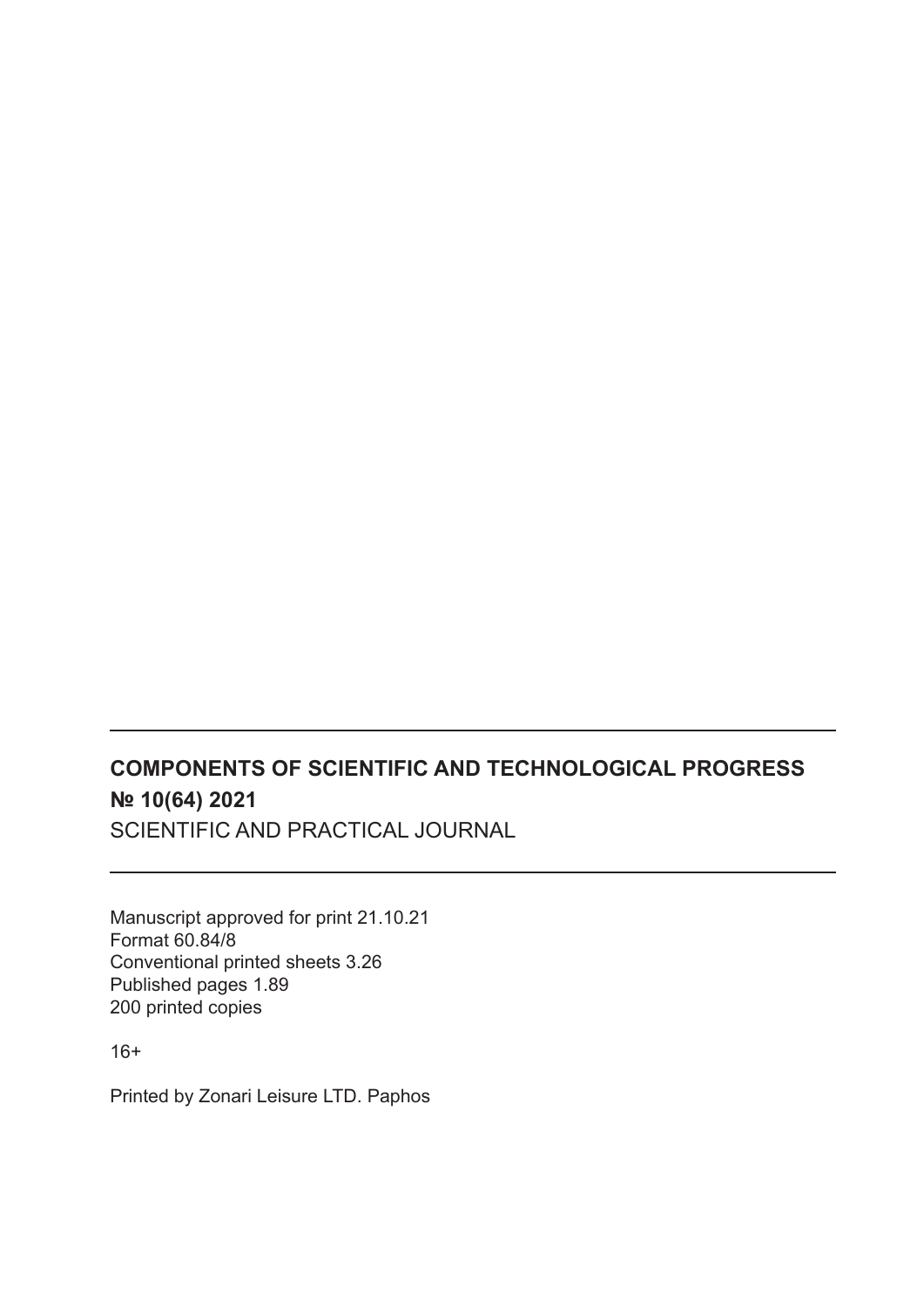**COMPONENTS OF SCIENTIFIC AND TECHNOLOGICAL PROGRESS**
**№ 10(64) 2021**
SCIENTIFIC AND PRACTICAL JOURNAL

Manuscript approved for print 21.10.21
Format 60.84/8
Conventional printed sheets 3.26
Published pages 1.89
200 printed copies

16+

Printed by Zonari Leisure LTD. Paphos